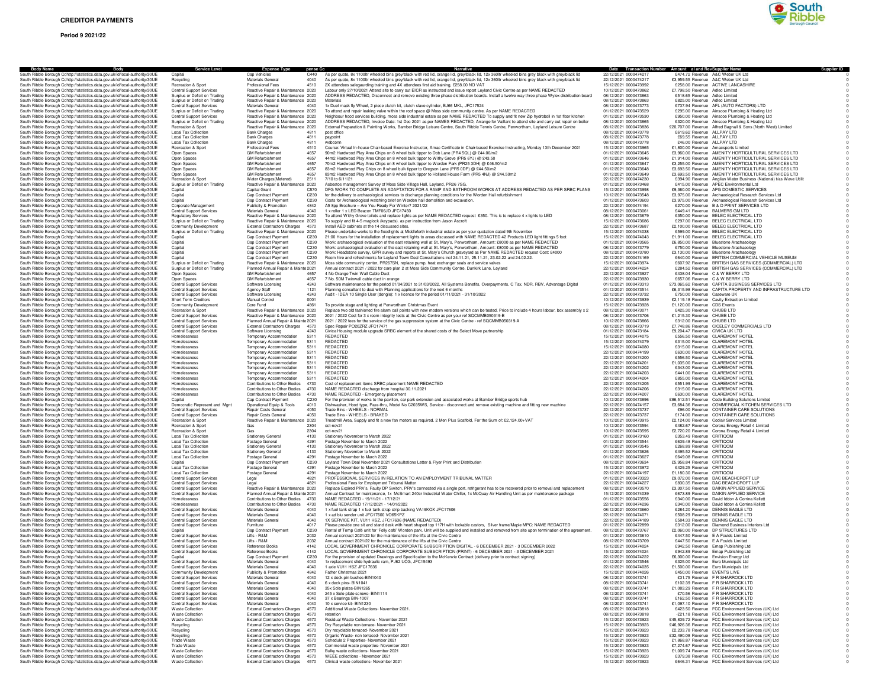# CREDITOR PAYMENTS

**Period 9 2021/22**

| Body Name | Body | Service Level | Expense Type | pense Co | Narrative | Date | Transaction Number | Amount | al and Rev | Supplier Name | Supplier ID |
|---|---|---|---|---|---|---|---|---|---|---|---|
| South Ribble Borough C | http://statistics.data.gov.uk/id/local-authority/30UE | Capital | Cap Vehicles | C440 | As per quote, 8x 1100ltr wheeled bins grey/black with red lid, orange lid, grey/black lid, 12x 360ltr wheeled bins grey black with grey/black lid | 22/12/2021 | 0000474217 | £474.72 | Revenue | A&C Weber UK Ltd | 0 |
| South Ribble Borough C | http://statistics.data.gov.uk/id/local-authority/30UE | Recycling | Materials General | 4040 | As per quote, 8x 1100ltr wheeled bins grey/black with red lid, orange lid, grey/black lid, 12x 360ltr wheeled bins grey black with grey/black lid | 22/12/2021 | 0000474217 | £3,959.55 | Revenue | A&C Weber UK Ltd | 0 |
| South Ribble Borough C | http://statistics.data.gov.uk/id/local-authority/30UE | Recreation & Sport | Professional Fees | 4510 | 2X attendees safeguarding training and 4X attendees first aid training, £258.00 NO VAT | 15/12/2021 | 0000473992 | £258.00 | Revenue | ACTIVE LANCASHIRE | 0 |
| South Ribble Borough C | http://statistics.data.gov.uk/id/local-authority/30UE | Central Support Services | Reactive Repair & Maintenance | 2020 | Labour only 27/10/2021 Attend site to carry out EICR as instructed and issue report Leyland Civic Centre as per NAME REDACTED | 10/12/2021 | 0000473862 | £7,798.50 | Revenue | Adlec Limited | 0 |
| South Ribble Borough C | http://statistics.data.gov.uk/id/local-authority/30UE | Surplus or Deficit on Trading | Reactive Repair & Maintenance | 2020 | ADDRESS REDACTED, Disconnect and remove existing three phase distribution boards. Install a twelve way three phase Wylex distribution board | 08/12/2021 | 0000473863 | £518.65 | Revenue | Adlec Limited | 0 |
| South Ribble Borough C | http://statistics.data.gov.uk/id/local-authority/30UE | Surplus or Deficit on Trading | Reactive Repair & Maintenance | 2020 | Materials | 08/12/2021 | 0000473863 | £825.00 | Revenue | Adlec Limited | 0 |
| South Ribble Borough C | http://statistics.data.gov.uk/id/local-authority/30UE | Central Support Services | Materials General | 4040 | 1x Duel mass fly Wheel, 2 piece clutch kit, clutch slave cylinder, BJ66 MKL, JFC17524 | 08/12/2021 | 0000473773 | £737.94 | Revenue | AFL (AUTO FACTORS) LTD | 0 |
| South Ribble Borough C | http://statistics.data.gov.uk/id/local-authority/30UE | Surplus or Deficit on Trading | Reactive Repair & Maintenance | 2020 | To attend and repair leaking valve within the roof space @ Moss side community centre. As per NAME REDACTED | 01/12/2021 | 0000473529 | £295.00 | Revenue | Ainscoe Plumbing & Heating Ltd | 0 |
| South Ribble Borough C | http://statistics.data.gov.uk/id/local-authority/30UE | Central Support Services | Reactive Repair & Maintenance | 2020 | Neighbour hood services building, moss side industrial estate as per NAME REDACTED To supply and fit new Zip hydroboil in 1st floor kitchen | 01/12/2021 | 0000473530 | £950.00 | Revenue | Ainscoe Plumbing & Heating Ltd | 0 |
| South Ribble Borough C | http://statistics.data.gov.uk/id/local-authority/30UE | Surplus or Deficit on Trading | Reactive Repair & Maintenance | 2020 | ADDRESS REDACTED, Invoice Date: 1st Dec 2021 as per NAMES REDACTED, Arrange for Vaillant to attend site and carry out repair on boiler | 08/12/2021 | 0000473865 | £320.00 | Revenue | Ainscoe Plumbing & Heating Ltd | 0 |
| South Ribble Borough C | http://statistics.data.gov.uk/id/local-authority/30UE | Recreation & Sport | Reactive Repair & Maintenance | 2020 | External Preparation & Painting Works, Bamber Bridge Leisure Centre, South Ribble Tennis Centre, Penwortham, Leyland Leisure Centre | 08/12/2021 | 0000473836 | £20,707.00 | Revenue | Alfred Bagnall & Sons (North West) Limited | 0 |
| South Ribble Borough C | http://statistics.data.gov.uk/id/local-authority/30UE | Local Tax Collection | Bank Charges | 4811 | post office | 08/12/2021 | 0000473778 | £619.62 | Revenue | ALLPAY LTD | 0 |
| South Ribble Borough C | http://statistics.data.gov.uk/id/local-authority/30UE | Local Tax Collection | Bank Charges | 4811 | paypoint | 08/12/2021 | 0000473778 | £69.55 | Revenue | ALLPAY LTD | 0 |
| South Ribble Borough C | http://statistics.data.gov.uk/id/local-authority/30UE | Local Tax Collection | Bank Charges | 4811 | webconn | 08/12/2021 | 0000473778 | £46.00 | Revenue | ALLPAY LTD | 0 |
| South Ribble Borough C | http://statistics.data.gov.uk/id/local-authority/30UE | Recreation & Sport | Professional Fees | 4510 | Course: Virtual In-house Chair-based Exercise Instructor, Amac Certificate in Chair-based Exercise Instructing, Monday 13th December 2021 | 15/12/2021 | 0000473965 | £1,800.00 | Revenue | Amacsports Limited | 0 |
| South Ribble Borough C | http://statistics.data.gov.uk/id/local-authority/30UE | Open Spaces | GM Refurbishment | 4657 | 90m2 Hardwood Play Area Chips on 8 wheel bulk tipper to Dob Lane (PR4 5QL) @ £44.00/m2 | 01/12/2021 | 0000473645 | £3,960.00 | Revenue | AMENITY HORTICULTURAL SERVICES LTD | 0 |
| South Ribble Borough C | http://statistics.data.gov.uk/id/local-authority/30UE | Open Spaces | GM Refurbishment | 4657 | 44m2 Hardwood Play Area Chips on 8 wheel bulk tipper to Withy Grove (PR5 6YJ) @ £43.50 | 01/12/2021 | 0000473646 | £1,914.00 | Revenue | AMENITY HORTICULTURAL SERVICES LTD | 0 |
| South Ribble Borough C | http://statistics.data.gov.uk/id/local-authority/30UE | Open Spaces | GM Refurbishment | 4657 | 70m2 Hardwood Play Area Chips on 8 wheel bulk tipper to Worden Park (PR25 3DH) @ £46.50m2 | 01/12/2021 | 0000473647 | £3,255.00 | Revenue | AMENITY HORTICULTURAL SERVICES LTD | 0 |
| South Ribble Borough C | http://statistics.data.gov.uk/id/local-authority/30UE | Open Spaces | GM Refurbishment | 4657 | 83m2 Hardwood Play Chips on 8 wheel bulk tipper to Gregson Lane (PR5 0DP) @ £44.50/m2 | 01/12/2021 | 0000473648 | £3,693.50 | Revenue | AMENITY HORTICULTURAL SERVICES LTD | 0 |
| South Ribble Borough C | http://statistics.data.gov.uk/id/local-authority/30UE | Open Spaces | GM Refurbishment | 4657 | 83m2 Hardwood Play Area Chips on 8 wheel bulk tipper to Holland House Farm (PR5 4NJ) @ £44.50m2 | 01/12/2021 | 0000473649 | £3,693.50 | Revenue | AMENITY HORTICULTURAL SERVICES LTD | 0 |
| South Ribble Borough C | http://statistics.data.gov.uk/id/local-authority/30UE | Recreation & Sport | Water Charges(Metered) | 2511 | 7/10 to 6/11/21 | 22/12/2021 | 0000474230 | £394.90 | Revenue | Anglian Water Business (National) t/as Wave Utilit | 0 |
| South Ribble Borough C | http://statistics.data.gov.uk/id/local-authority/30UE | Surplus or Deficit on Trading | Reactive Repair & Maintenance | 2020 | Asbestos management Survey of Moss Side Village Hall, Leyland, PR26 7SG. | 01/12/2021 | 0000473468 | £415.00 | Revenue | APEC Environmental Ltd | 0 |
| South Ribble Borough C | http://statistics.data.gov.uk/id/local-authority/30UE | Capital | Capital Grant | C570 | DFG WORK TO COMPLETE AN ADAPTATION FOR A RAMP AND BATHROOM WORKS AT ADDRESS REDACTED AS PER SRBC PLANS | 15/12/2021 | 0000473998 | £9,360.00 | Revenue | APG DOMESTIC SERVICES | 0 |
| South Ribble Borough C | http://statistics.data.gov.uk/id/local-authority/30UE | Capital | Cap Contract Payment | C230 | for the delivery to archaeological services to discharge planning conditions for the Worden Hall refurbishment | 10/12/2021 | 0000473548 | £3,975.00 | Revenue | Archaeological Research Services Ltd | 0 |
| South Ribble Borough C | http://statistics.data.gov.uk/id/local-authority/30UE | Capital | Cap Contract Payment | C230 | Costs for Archaeological watching brief on Worden hall demolition and excavation. | 01/12/2021 | 0000473603 | £3,975.00 | Revenue | Archaeological Research Services Ltd | 0 |
| South Ribble Borough C | http://statistics.data.gov.uk/id/local-authority/30UE | Corporate Management | Publicity & Promotion | 4842 | A5 8pp Brochure – Are You Ready For Winter? 2021/22 | 22/12/2021 | 0000474194 | £270.00 | Revenue | B & D PRINT SERVICES LTD | 0 |
| South Ribble Borough C | http://statistics.data.gov.uk/id/local-authority/30UE | Central Support Services | Materials General | 4040 | 1 x roller 1 x LED Beacon TMF06JD JFC17450 | 08/12/2021 | 0000473061 | £449.41 | Revenue | BALMERS GM LTD | 0 |
| South Ribble Borough C | http://statistics.data.gov.uk/id/local-authority/30UE | Regulatory Services | Reactive Repair & Maintenance | 2020 | To attend Withy Grove toilets and replace lights as per NAME REDACTED request £350. This is to replace 4 x lights to LED | 08/12/2021 | 0000473679 | £350.00 | Revenue | BELEC ELECTRICAL LTD | 0 |
| South Ribble Borough C | http://statistics.data.gov.uk/id/local-authority/30UE | Surplus or Deficit on Trading | Reactive Repair & Maintenance | 2020 | To supply and fit 4-5 maglock (keypads). as per instruction from Jason Ascroft | 15/12/2021 | 0000473686 | £297.00 | Revenue | BELEC ELECTRICAL LTD | 0 |
| South Ribble Borough C | http://statistics.data.gov.uk/id/local-authority/30UE | Community Development | External Contractors Charges | 4570 | Install AED cabinets at the 14 discussed sites. | 22/12/2021 | 0000473687 | £2,100.00 | Revenue | BELEC ELECTRICAL LTD | 0 |
| South Ribble Borough C | http://statistics.data.gov.uk/id/local-authority/30UE | Surplus or Deficit on Trading | Reactive Repair & Maintenance | 2020 | Please undertake works to the floodlights at Middleforth industrial estate as per your quotation dated 9th November | 15/12/2021 | 0000474038 | £599.00 | Revenue | BELEC ELECTRICAL LTD | 0 |
| South Ribble Borough C | http://statistics.data.gov.uk/id/local-authority/30UE | Capital | Cap Contract Payment | C230 | 21:00 Hours for the installation of replacement lights to areas discussed with NAME REDACTED 42 Products LED light fittings 5 foot | 15/12/2021 | 0000474043 | £1,911.00 | Revenue | BELEC ELECTRICAL LTD | 0 |
| South Ribble Borough C | http://statistics.data.gov.uk/id/local-authority/30UE | Capital | Cap Contract Payment | C230 | Work: archaeological evaluation of the east retaining wall at St. Mary's, Penwortham, Amount: £8000 as per NAME REDACTED | 01/12/2021 | 0000473565 | £6,850.00 | Revenue | Bluestone Arachaeology | 0 |
| South Ribble Borough C | http://statistics.data.gov.uk/id/local-authority/30UE | Capital | Cap Contract Payment | C230 | Work: archaeological evaluation of the east retaining wall at St. Mary's, Penwortham, Amount: £8000 as per NAME REDACTED | 08/12/2021 | 0000473779 | £750.00 | Revenue | Bluestone Arachaeology | 0 |
| South Ribble Borough C | http://statistics.data.gov.uk/id/local-authority/30UE | Capital | Cap Contract Payment | C230 | Work: Headstone survey, GPR survey and reports at St. Mary's Church graveyard as Per NAME REDACTED request Cost: £4000 | 08/12/2021 | 0000473780 | £3,130.00 | Revenue | Bluestone Arachaeology | 0 |
| South Ribble Borough C | http://statistics.data.gov.uk/id/local-authority/30UE | Capital | Cap Contract Payment | C230 | Room hire and refreshments for Leyland Town Deal Consultations incl 24.11.21, 25.11.21, 23.02.22 and 24.02.22. | 22/12/2021 | 0000474169 | £640.00 | Revenue | BRITISH COMMERCIAL VEHICLE MUSEUM | 0 |
| South Ribble Borough C | http://statistics.data.gov.uk/id/local-authority/30UE | Surplus or Deficit on Trading | Reactive Repair & Maintenance | 2020 | Moss side community center, PR267SN, replace pump, heat exchanger seals and service valves | 15/12/2021 | 0000473974 | £607.92 | Revenue | BRITISH GAS SERVICES (COMMERCIAL) LTD | 0 |
| South Ribble Borough C | http://statistics.data.gov.uk/id/local-authority/30UE | Surplus or Deficit on Trading | Planned Annual Repair & Mainte | 2021 | Annual contract 2021 / 2022 for care plan 2 at Moss Side Community Centre, Dunkirk Lane, Leyland | 22/12/2021 | 0000474224 | £284.52 | Revenue | BRITISH GAS SERVICES (COMMERCIAL) LTD | 0 |
| South Ribble Borough C | http://statistics.data.gov.uk/id/local-authority/30UE | Open Spaces | GM Refurbishment | 4657 | 4 No Orange Twin Wall Cable Duct | 22/12/2021 | 0000473927 | £438.04 | Revenue | C & W BERRY LTD | 0 |
| South Ribble Borough C | http://statistics.data.gov.uk/id/local-authority/30UE | Open Spaces | GM Refurbishment | 4657 | 7 No. 50M Twinwall cable duct in orange | 22/12/2021 | 0000473930 | £657.06 | Revenue | C & W BERRY LTD | 0 |
| South Ribble Borough C | http://statistics.data.gov.uk/id/local-authority/30UE | Central Support Services | Software Licensing | 4243 | Software maintenance for the period 01/04/2021 to 31/03/2022, All Systems Benefits, Overpayments, C Tax, NDR, RBV, Advantage Digital | 01/12/2021 | 0000473313 | £73,065.62 | Revenue | CAPITA BUSINESS SERVICES LTD | 0 |
| South Ribble Borough C | http://statistics.data.gov.uk/id/local-authority/30UE | Central Support Services | Agency Staff | 1121 | Planning consultant to deal with Planning applications for the next 6 months | 01/12/2021 | 0000473514 | £6,315.98 | Revenue | CAPITA PROPERTY AND INFRASTRUCTURE LTD | 0 |
| South Ribble Borough C | http://statistics.data.gov.uk/id/local-authority/30UE | Central Support Services | Software Licensing | 4243 | Audit - IDEA 10 Single User (dongle): 1 x licence for the period 01/11/2021 - 31/10/2022 | 22/12/2021 | 0000473732 | £750.00 | Revenue | Caseware UK | 0 |
| South Ribble Borough C | http://statistics.data.gov.uk/id/local-authority/30UE | Short Term Creditors | Manual Control | 0001 | | 10/12/2021 | 0000473939 | £2,119.18 | Revenue | Cavity Extraction Limited | 0 |
| South Ribble Borough C | http://statistics.data.gov.uk/id/local-authority/30UE | Community Development | Core Fund | 4861 | To provide stage and lighting at Penwortham Christmas Event | 15/12/2021 | 0000473928 | £1,120.00 | Revenue | CDS Events | 0 |
| South Ribble Borough C | http://statistics.data.gov.uk/id/local-authority/30UE | Recreation & Sport | Reactive Repair & Maintenance | 2020 | Replace two old fashioned fire alarm call points with new modern versions which can be tested. Price to include 4 hours labour, box assembly x 2 | 08/12/2021 | 0000473071 | £425.30 | Revenue | CHUBB LTD | 0 |
| South Ribble Borough C | http://statistics.data.gov.uk/id/local-authority/30UE | Central Support Services | Reactive Repair & Maintenance | 2020 | 2021 / 2022 Cost for 3 x room integrity tests at the Civic Centre as per your ref SQCMMB050319-B | 08/12/2021 | 0000473706 | £1,215.30 | Revenue | CHUBB LTD | 0 |
| South Ribble Borough C | http://statistics.data.gov.uk/id/local-authority/30UE | Central Support Services | Planned Annual Repair & Mainte | 2021 | 2021 / 2022 fees for the service of the gas suppression system at the Civic Centre - ref SQCMMB050319-A | 10/12/2021 | 0000473866 | £312.00 | Revenue | CHUBB LTD | 0 |
| South Ribble Borough C | http://statistics.data.gov.uk/id/local-authority/30UE | Central Support Services | External Contractors Charges | 4570 | Spec Repair PO20ZRZ JFC17471 | 08/12/2021 | 0000473719 | £7,748.86 | Revenue | CICELEY COMMERCIALS LTD | 0 |
| South Ribble Borough C | http://statistics.data.gov.uk/id/local-authority/30UE | Central Support Services | Software Licensing | 4243 | Civica Housing module upgrade SRBC element of the shared costs of the Select Move partnership | 01/12/2021 | 0000473184 | £9,204.47 | Revenue | CIVICA UK LTD | 0 |
| South Ribble Borough C | http://statistics.data.gov.uk/id/local-authority/30UE | Homelessness | Temporary Accommodation | 5311 | REDACTED | 15/12/2021 | 0000474075 | £556.50 | Revenue | CLAREMONT HOTEL | 0 |
| South Ribble Borough C | http://statistics.data.gov.uk/id/local-authority/30UE | Homelessness | Temporary Accommodation | 5311 | REDACTED | 15/12/2021 | 0000474079 | £315.00 | Revenue | CLAREMONT HOTEL | 0 |
| South Ribble Borough C | http://statistics.data.gov.uk/id/local-authority/30UE | Homelessness | Temporary Accommodation | 5311 | REDACTED | 15/12/2021 | 0000474080 | £315.00 | Revenue | CLAREMONT HOTEL | 0 |
| South Ribble Borough C | http://statistics.data.gov.uk/id/local-authority/30UE | Homelessness | Temporary Accommodation | 5311 | REDACTED | 22/12/2021 | 0000474199 | £630.00 | Revenue | CLAREMONT HOTEL | 0 |
| South Ribble Borough C | http://statistics.data.gov.uk/id/local-authority/30UE | Homelessness | Temporary Accommodation | 5311 | REDACTED | 22/12/2021 | 0000474200 | £556.50 | Revenue | CLAREMONT HOTEL | 0 |
| South Ribble Borough C | http://statistics.data.gov.uk/id/local-authority/30UE | Homelessness | Temporary Accommodation | 5311 | REDACTED | 22/12/2021 | 0000474201 | £1,035.00 | Revenue | CLAREMONT HOTEL | 0 |
| South Ribble Borough C | http://statistics.data.gov.uk/id/local-authority/30UE | Homelessness | Temporary Accommodation | 5311 | REDACTED | 22/12/2021 | 0000474202 | £343.00 | Revenue | CLAREMONT HOTEL | 0 |
| South Ribble Borough C | http://statistics.data.gov.uk/id/local-authority/30UE | Homelessness | Temporary Accommodation | 5311 | REDACTED | 22/12/2021 | 0000474203 | £441.00 | Revenue | CLAREMONT HOTEL | 0 |
| South Ribble Borough C | http://statistics.data.gov.uk/id/local-authority/30UE | Homelessness | Temporary Accommodation | 5311 | REDACTED | 22/12/2021 | 0000474204 | £855.00 | Revenue | CLAREMONT HOTEL | 0 |
| South Ribble Borough C | http://statistics.data.gov.uk/id/local-authority/30UE | Homelessness | Contributions to Other Bodies | 4730 | Cost of replacement items SRBC placement NAME REDACTED | 22/12/2021 | 0000474205 | £551.99 | Revenue | CLAREMONT HOTEL | 0 |
| South Ribble Borough C | http://statistics.data.gov.uk/id/local-authority/30UE | Homelessness | Contributions to Other Bodies | 4730 | NAME REDACTED discharge from hospital 30.11.2021 | 22/12/2021 | 0000474206 | £315.00 | Revenue | CLAREMONT HOTEL | 0 |
| South Ribble Borough C | http://statistics.data.gov.uk/id/local-authority/30UE | Homelessness | Contributions to Other Bodies | 4730 | NAME REDACTED - Emergency placement | 22/12/2021 | 0000474207 | £630.00 | Revenue | CLAREMONT HOTEL | 0 |
| South Ribble Borough C | http://statistics.data.gov.uk/id/local-authority/30UE | Capital | Cap Contract Payment | C230 | For the provision of works to the pavilion, car park extension and associated works at Bamber Bridge sports hub | 10/12/2021 | 0000473896 | £86,512.51 | Revenue | Code Building Solutions Limited | 0 |
| South Ribble Borough C | http://statistics.data.gov.uk/id/local-authority/30UE | Democratic Represent and Mgnt | Operational Equip & Tools | 4010 | Dishwasher, Hood type, Pass-thru, Model No C2035WS, Service - disconnect and remove existing machine and fitting new machine | 22/12/2021 | 0000474157 | £3,684.36 | Revenue | COMMERCIAL KITCHEN SERVICES LTD | 0 |
| South Ribble Borough C | http://statistics.data.gov.uk/id/local-authority/30UE | Central Support Services | Repair Costs General | 4050 | Trade Bins - WHEELS - NORMAL | 22/12/2021 | 0000473737 | £96.00 | Revenue | CONTAINER CARE SOLUTIONS | 0 |
| South Ribble Borough C | http://statistics.data.gov.uk/id/local-authority/30UE | Central Support Services | Repair Costs General | 4050 | Trade Bins - WHEELS - BRAKED | 22/12/2021 | 0000473737 | £174.00 | Revenue | CONTAINER CARE SOLUTIONS | 0 |
| South Ribble Borough C | http://statistics.data.gov.uk/id/local-authority/30UE | Recreation & Sport | Reactive Repair & Maintenance | 2020 | Treadmill Area, Supply and fit a new fan motors as required. 2 Men Plus Scaffold, For the Sum of: £2,124.00+VAT | 10/12/2021 | 0000473915 | £2,124.00 | Revenue | Coolair Services Limited | 0 |
| South Ribble Borough C | http://statistics.data.gov.uk/id/local-authority/30UE | Recreation & Sport | Gas | 2304 | oct-nov21 | 10/12/2021 | 0000473594 | £482.67 | Revenue | Corona Energy Retail 4 Limited | 0 |
| South Ribble Borough C | http://statistics.data.gov.uk/id/local-authority/30UE | Recreation & Sport | Gas | 2304 | oct-nov21 | 10/12/2021 | 0000473595 | £2,720.20 | Revenue | Corona Energy Retail 4 Limited | 0 |
| South Ribble Borough C | http://statistics.data.gov.uk/id/local-authority/30UE | Local Tax Collection | Stationery General | 4130 | Stationery November to March 2022 | 01/12/2021 | 0000473160 | £353.49 | Revenue | CRITIQOM | 0 |
| South Ribble Borough C | http://statistics.data.gov.uk/id/local-authority/30UE | Local Tax Collection | Postage General | 4291 | Postage November to March 2022 | 01/12/2021 | 0000473544 | £639.48 | Revenue | CRITIQOM | 0 |
| South Ribble Borough C | http://statistics.data.gov.uk/id/local-authority/30UE | Local Tax Collection | Stationery General | 4130 | Stationery November to March 2022 | 01/12/2021 | 0000473545 | £268.89 | Revenue | CRITIQOM | 0 |
| South Ribble Borough C | http://statistics.data.gov.uk/id/local-authority/30UE | Local Tax Collection | Stationery General | 4130 | Stationery November to March 2022 | 01/12/2021 | 0000473626 | £495.52 | Revenue | CRITIQOM | 0 |
| South Ribble Borough C | http://statistics.data.gov.uk/id/local-authority/30UE | Local Tax Collection | Postage General | 4291 | Postage November to March 2022 | 01/12/2021 | 0000473627 | £649.08 | Revenue | CRITIQOM | 0 |
| South Ribble Borough C | http://statistics.data.gov.uk/id/local-authority/30UE | Capital | Cap Contract Payment | C230 | Leyland Town Deal November 2021 Consultations Letter & Flyer Print and Distribution | 08/12/2021 | 0000473634 | £5,958.84 | Revenue | CRITIQOM | 0 |
| South Ribble Borough C | http://statistics.data.gov.uk/id/local-authority/30UE | Local Tax Collection | Postage General | 4291 | Postage November to March 2022 | 15/12/2021 | 0000473972 | £429.25 | Revenue | CRITIQOM | 0 |
| South Ribble Borough C | http://statistics.data.gov.uk/id/local-authority/30UE | Local Tax Collection | Postage General | 4291 | Postage November to March 2022 | 22/12/2021 | 0000474197 | £1,180.30 | Revenue | CRITIQOM | 0 |
| South Ribble Borough C | http://statistics.data.gov.uk/id/local-authority/30UE | Central Support Services | Legal | 4821 | PROFESSIONAL SERVICES IN RELATION TO AN EMPLOYMENT TRIBUNAL MATTER | 01/12/2021 | 0000473323 | £9,072.00 | Revenue | DAC BEACHCROFT LLP | 0 |
| South Ribble Borough C | http://statistics.data.gov.uk/id/local-authority/30UE | Central Support Services | Legal | 4821 | Professional Fees for Employment Tribunal Matter | 22/12/2021 | 0000474227 | £830.35 | Revenue | DAC BEACHCROFT LLP | 0 |
| South Ribble Borough C | http://statistics.data.gov.uk/id/local-authority/30UE | Central Support Services | Reactive Repair & Maintenance | 2020 | Replace Expired PRV's, Faulty DP Switch. PRV's connected via a single port, refrigerant has to be recovered prior to removal and replacement | 08/12/2021 | 0000473570 | £3,307.50 | Revenue | DAIKIN APPLIED SERVICE | 0 |
| South Ribble Borough C | http://statistics.data.gov.uk/id/local-authority/30UE | Central Support Services | Planned Annual Repair & Mainte | 2021 | Annual Contract for maintenance, 1x McSmart 240cr Industrial Water Chiller, 1x McQuay Air Handling Unit as per maintenance package | 15/12/2021 | 0000474039 | £673.89 | Revenue | DAIKIN APPLIED SERVICE | 0 |
| South Ribble Borough C | http://statistics.data.gov.uk/id/local-authority/30UE | Homelessness | Contributions to Other Bodies | 4730 | NAME REDACTED - 19/11/21 - 17/12/21 | 01/12/2021 | 0000473556 | £340.00 | Revenue | David Iddon & Corrina Kellett | 0 |
| South Ribble Borough C | http://statistics.data.gov.uk/id/local-authority/30UE | Homelessness | Contributions to Other Bodies | 4730 | NAME REDACTED 17/12/2021 - 14/01/2022 | 22/12/2021 | 0000474236 | £340.00 | Revenue | David Iddon & Corrina Kellett | 0 |
| South Ribble Borough C | http://statistics.data.gov.uk/id/local-authority/30UE | Central Support Services | Materials General | 4040 | 1 x fuel tank strap 1 x fuel tank strap strip backing VA19KOX JFC17606 | 08/12/2021 | 0000473660 | £284.20 | Revenue | DENNIS EAGLE LTD | 0 |
| South Ribble Borough C | http://statistics.data.gov.uk/id/local-authority/30UE | Central Support Services | Materials General | 4040 | 1 x ad blu sender unit JFC17600 VO65KPZ | 22/12/2021 | 0000474071 | £508.29 | Revenue | DENNIS EAGLE LTD | 0 |
| South Ribble Borough C | http://statistics.data.gov.uk/id/local-authority/30UE | Central Support Services | Materials General | 4040 | 1X SERVICE KIT, VU11 HSZ, JFC17636 (NAME REDACTED) | 22/12/2021 | 0000474189 | £584.33 | Revenue | DENNIS EAGLE LTD | 0 |
| South Ribble Borough C | http://statistics.data.gov.uk/id/local-authority/30UE | Central Support Services | Furniture | 4017 | Please provide one sit and stand desk with heart shaped top 117H with lockable castors, Silver frame/Maple MPC: NAME REDACTED | 01/12/2021 | 0000472899 | £312.00 | Revenue | Diamond Business Interiors Ltd | 0 |
| South Ribble Borough C | http://statistics.data.gov.uk/id/local-authority/30UE | Capital | Cap Contract Payment | C230 | Rental of Temp Café unit for 'Folly café' Worden park. Unit will be supplied and installed and removed from site upon termination of the agreement. | 08/12/2021 | 0000473767 | £2,060.00 | Revenue | DP STRUCTURES LTD | 0 |
| South Ribble Borough C | http://statistics.data.gov.uk/id/local-authority/30UE | Central Support Services | Lifts - R&M | 2032 | Annual contract 2021/22 for the maintenance of the lifts at the Civic Centre | 01/12/2021 | 0000473610 | £447.50 | Revenue | E A Foulds Limited | 0 |
| South Ribble Borough C | http://statistics.data.gov.uk/id/local-authority/30UE | Central Support Services | Lifts - R&M | 2032 | Annual contract 2021/22 for the maintenance of the lifts at the Civic Centre | 08/12/2021 | 0000473709 | £447.50 | Revenue | E A Foulds Limited | 0 |
| South Ribble Borough C | http://statistics.data.gov.uk/id/local-authority/30UE | Central Support Services | Reference Books | 4142 | LOCAL GOVERNMENT CHRONICLE CORPORATE SUBSCRIPTION DIGITAL - 6 DECEMBER 2021 - 3 DECEMBER 2022 | 15/12/2021 | 0000474024 | £942.50 | Revenue | Emap Publishing Ltd | 0 |
| South Ribble Borough C | http://statistics.data.gov.uk/id/local-authority/30UE | Central Support Services | Reference Books | 4142 | LOCAL GOVERNMENT CHRONICLE CORPORATE SUBSCRIPTION (PRINT) - 6 DECEMBER 2021 - 3 DECEMBER 2021 | 15/12/2021 | 0000474024 | £942.89 | Revenue | Emap Publishing Ltd | 0 |
| South Ribble Borough C | http://statistics.data.gov.uk/id/local-authority/30UE | Capital | Cap Contract Payment | C230 | For the provision of updated Drawings and Specification to the McKenzie Contract (delivery prior to contract signing) | 22/12/2021 | 0000474222 | £6,300.00 | Revenue | Envision Energy Ltd | 0 |
| South Ribble Borough C | http://statistics.data.gov.uk/id/local-authority/30UE | Central Support Services | Materials General | 4040 | 1x replacement slide hydraulic ram, PJ62 UCG, JFC15493 | 01/12/2021 | 0000473546 | £325.00 | Revenue | Euro Municipals Ltd | 0 |
| South Ribble Borough C | http://statistics.data.gov.uk/id/local-authority/30UE | Central Support Services | Materials General | 4040 | 1 axle VU11 HSZ JFC17636 | 22/12/2021 | 0000474035 | £1,500.00 | Revenue | Euro Municipals Ltd | 0 |
| South Ribble Borough C | http://statistics.data.gov.uk/id/local-authority/30UE | Community Development | Publicity & Promotion | 4842 | Father Christmas 2021 | 15/12/2021 | 0000474026 | £450.00 | Revenue | EVENTS LIVE | 0 |
| South Ribble Borough C | http://statistics.data.gov.uk/id/local-authority/30UE | Central Support Services | Materials General | 4040 | 12 x deck pin bushes-BIN1040 | 08/12/2021 | 0000473741 | £31.75 | Revenue | F R SHARROCK LTD | 0 |
| South Ribble Borough C | http://statistics.data.gov.uk/id/local-authority/30UE | Central Support Services | Materials General | 4040 | 6 x deck pins- BIN1041 | 08/12/2021 | 0000473741 | £102.39 | Revenue | F R SHARROCK LTD | 0 |
| South Ribble Borough C | http://statistics.data.gov.uk/id/local-authority/30UE | Central Support Services | Materials General | 4040 | 35x Sole plates-BIN1265 | 08/12/2021 | 0000473741 | £1,083.29 | Revenue | F R SHARROCK LTD | 0 |
| South Ribble Borough C | http://statistics.data.gov.uk/id/local-authority/30UE | Central Support Services | Materials General | 4040 | 245 x Sole plate screws- BIN1114 | 08/12/2021 | 0000473741 | £70.56 | Revenue | F R SHARROCK LTD | 0 |
| South Ribble Borough C | http://statistics.data.gov.uk/id/local-authority/30UE | Central Support Services | Materials General | 4040 | 37 x Bearings BIN-1007 | 08/12/2021 | 0000473741 | £162.50 | Revenue | F R SHARROCK LTD | 0 |
| South Ribble Borough C | http://statistics.data.gov.uk/id/local-authority/30UE | Central Support Services | Materials General | 4040 | 10 x service kit -BIN1230 | 08/12/2021 | 0000473741 | £1,097.10 | Revenue | F R SHARROCK LTD | 0 |
| South Ribble Borough C | http://statistics.data.gov.uk/id/local-authority/30UE | Waste Collection | External Contractors Charges | 4570 | Additional Waste Collections- November 2021. | 08/12/2021 | 0000473818 | £423.50 | Revenue | FCC Environment Services (UK) Ltd | 0 |
| South Ribble Borough C | http://statistics.data.gov.uk/id/local-authority/30UE | Waste Collection | External Contractors Charges | 4570 | retention | 08/12/2021 | 0000473818 | -£21.18 | Revenue | FCC Environment Services (UK) Ltd | 0 |
| South Ribble Borough C | http://statistics.data.gov.uk/id/local-authority/30UE | Waste Collection | External Contractors Charges | 4570 | Residual Waste Collections - November 2021 | 15/12/2021 | 0000473923 | £45,839.72 | Revenue | FCC Environment Services (UK) Ltd | 0 |
| South Ribble Borough C | http://statistics.data.gov.uk/id/local-authority/30UE | Recycling | External Contractors Charges | 4570 | Dry Recyclable non-terrace- November 2021 | 15/12/2021 | 0000473923 | £46,926.36 | Revenue | FCC Environment Services (UK) Ltd | 0 |
| South Ribble Borough C | http://statistics.data.gov.uk/id/local-authority/30UE | Recycling | External Contractors Charges | 4570 | Dry recyclable terraced- November 2021 | 15/12/2021 | 0000473923 | £2,233.78 | Revenue | FCC Environment Services (UK) Ltd | 0 |
| South Ribble Borough C | http://statistics.data.gov.uk/id/local-authority/30UE | Recycling | External Contractors Charges | 4570 | Organic Waste- non terraced- November 2021 | 15/12/2021 | 0000473923 | £32,490.08 | Revenue | FCC Environment Services (UK) Ltd | 0 |
| South Ribble Borough C | http://statistics.data.gov.uk/id/local-authority/30UE | Trade Waste | External Contractors Charges | 4570 | Schedule 2 Properties- November 2021 | 15/12/2021 | 0000473923 | £1,868.87 | Revenue | FCC Environment Services (UK) Ltd | 0 |
| South Ribble Borough C | http://statistics.data.gov.uk/id/local-authority/30UE | Trade Waste | External Contractors Charges | 4570 | Commercial waste properties- November 2021 | 15/12/2021 | 0000473923 | £7,274.67 | Revenue | FCC Environment Services (UK) Ltd | 0 |
| South Ribble Borough C | http://statistics.data.gov.uk/id/local-authority/30UE | Waste Collection | External Contractors Charges | 4570 | Bulky waste collections- November 2021 | 15/12/2021 | 0000473923 | £1,009.74 | Revenue | FCC Environment Services (UK) Ltd | 0 |
| South Ribble Borough C | http://statistics.data.gov.uk/id/local-authority/30UE | Waste Collection | External Contractors Charges | 4570 | WEEE collections - November 2021 | 15/12/2021 | 0000473923 | £379.38 | Revenue | FCC Environment Services (UK) Ltd | 0 |
| South Ribble Borough C | http://statistics.data.gov.uk/id/local-authority/30UE | Waste Collection | External Contractors Charges | 4570 | Clinical waste collections- November 2021 | 15/12/2021 | 0000473923 | £646.31 | Revenue | FCC Environment Services (UK) Ltd | 0 |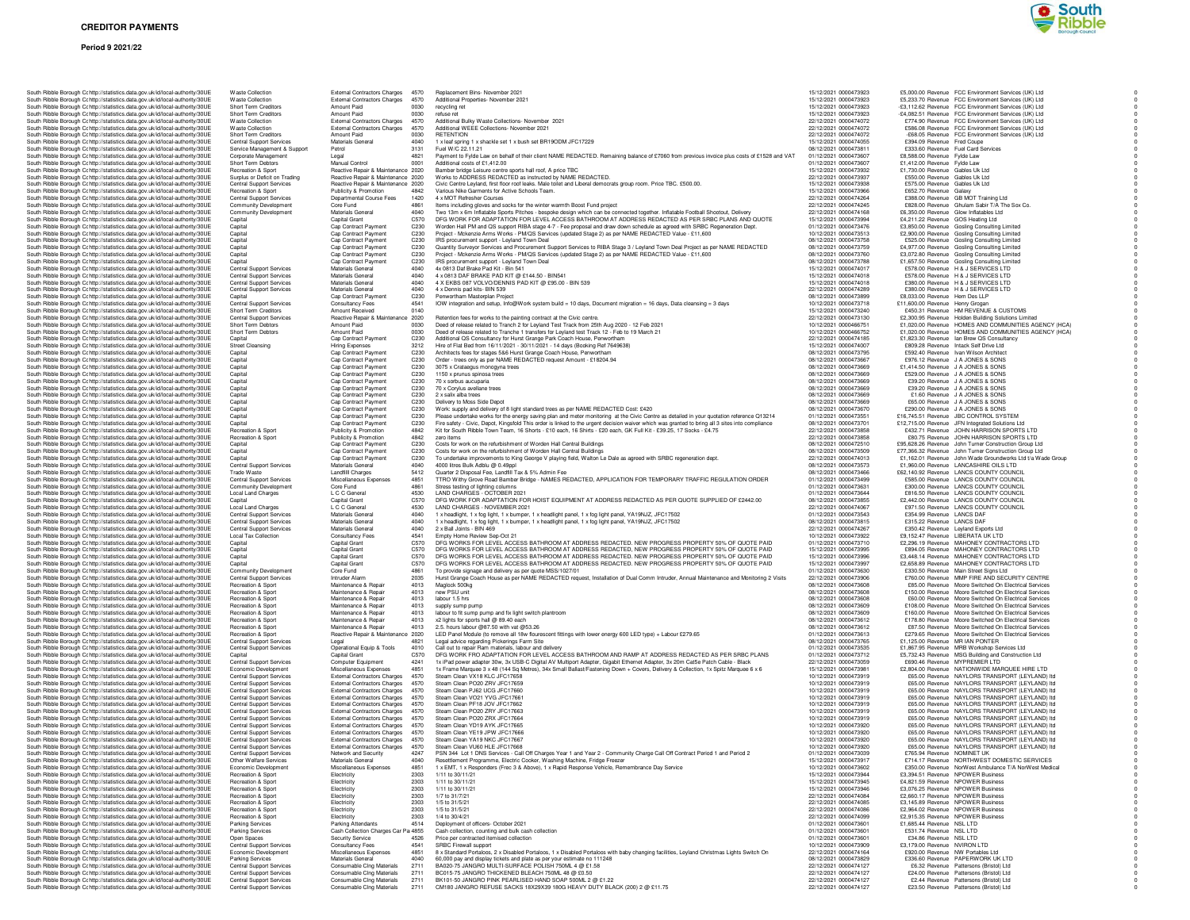# CREDITOR PAYMENTS

**Period 9 2021/22**

| | | | | | | | | | | | | |
|---|---|---|---|---|---|---|---|---|---|---|---|---|
| South Ribble Borough Co | http://statistics.data.gov.uk/id/local-authority/30UE | Waste Collection | External Contractors Charges | 4570 | Replacement Bins- November 2021 | 15/12/2021 | 0000473923 | £5,000.00 | Revenue | FCC Environment Services (UK) Ltd | 0 |
| South Ribble Borough Co | http://statistics.data.gov.uk/id/local-authority/30UE | Waste Collection | External Contractors Charges | 4570 | Additional Properties- November 2021 | 15/12/2021 | 0000473923 | £5,233.70 | Revenue | FCC Environment Services (UK) Ltd | 0 |
| South Ribble Borough Co | http://statistics.data.gov.uk/id/local-authority/30UE | Short Term Creditors | Amount Paid | 0030 | recycling ret | 15/12/2021 | 0000473923 | -£3,112.62 | Revenue | FCC Environment Services (UK) Ltd | 0 |
| South Ribble Borough Co | http://statistics.data.gov.uk/id/local-authority/30UE | Short Term Creditors | Amount Paid | 0030 | refuse ret | 15/12/2021 | 0000473923 | -£4,082.51 | Revenue | FCC Environment Services (UK) Ltd | 0 |
| South Ribble Borough Co | http://statistics.data.gov.uk/id/local-authority/30UE | Waste Collection | External Contractors Charges | 4570 | Additional Bulky Waste Collections- November 2021 | 22/12/2021 | 0000474072 | £774.90 | Revenue | FCC Environment Services (UK) Ltd | 0 |
| South Ribble Borough Co | http://statistics.data.gov.uk/id/local-authority/30UE | Waste Collection | External Contractors Charges | 4570 | Additional WEEE Collections- November 2021 | 22/12/2021 | 0000474072 | £586.08 | Revenue | FCC Environment Services (UK) Ltd | 0 |
| South Ribble Borough Co | http://statistics.data.gov.uk/id/local-authority/30UE | Short Term Creditors | Amount Paid | 0030 | RETENTION | 22/12/2021 | 0000474072 | -£68.05 | Revenue | FCC Environment Services (UK) Ltd | 0 |
| South Ribble Borough Co | http://statistics.data.gov.uk/id/local-authority/30UE | Central Support Services | Materials General | 4040 | 1 x leaf spring 1 x shackle set 1 x bush set BR19ODM JFC17229 | 15/12/2021 | 0000474055 | £394.09 | Revenue | Fred Coupe | 0 |
| South Ribble Borough Co | http://statistics.data.gov.uk/id/local-authority/30UE | Service Management & Support | Petrol | 3131 | Fuel W/C 22.11.21 | 08/12/2021 | 0000473811 | £333.60 | Revenue | Fuel Card Services | 0 |
| South Ribble Borough Co | http://statistics.data.gov.uk/id/local-authority/30UE | Corporate Management | Legal | 4821 | Payment to Fylde Law on behalf of their client NAME REDACTED. Remaining balance of £7060 from previous invoice plus costs of £1528 and VAT | 01/12/2021 | 0000473607 | £8,588.00 | Revenue | Fylde Law | 0 |
| South Ribble Borough Co | http://statistics.data.gov.uk/id/local-authority/30UE | Short Term Debtors | Manual Control | 0001 | Additional costs of £1,412.00 | 01/12/2021 | 0000473607 | £1,412.00 | Revenue | Fylde Law | 0 |
| South Ribble Borough Co | http://statistics.data.gov.uk/id/local-authority/30UE | Recreation & Sport | Reactive Repair & Maintenance | 2020 | Bamber bridge Leisure centre sports hall roof, A price TBC | 15/12/2021 | 0000473932 | £1,730.00 | Revenue | Gables Uk Ltd | 0 |
| South Ribble Borough Co | http://statistics.data.gov.uk/id/local-authority/30UE | Surplus or Deficit on Trading | Reactive Repair & Maintenance | 2020 | Works to ADDRESS REDACTED as instructed by NAME REDACTED. | 22/12/2021 | 0000473937 | £550.00 | Revenue | Gables Uk Ltd | 0 |
| South Ribble Borough Co | http://statistics.data.gov.uk/id/local-authority/30UE | Central Support Services | Reactive Repair & Maintenance | 2020 | Civic Centre Leyland, first floor roof leaks. Male toilet and Liberal democrats group room. Price TBC. £500.00. | 15/12/2021 | 0000473938 | £575.00 | Revenue | Gables Uk Ltd | 0 |
| South Ribble Borough Co | http://statistics.data.gov.uk/id/local-authority/30UE | Recreation & Sport | Publicity & Promotion | 4842 | Various Nike Garments for Active Schools Team. | 15/12/2021 | 0000473966 | £652.70 | Revenue | Galaxy | 0 |
| South Ribble Borough Co | http://statistics.data.gov.uk/id/local-authority/30UE | Central Support Services | Departmental Course Fees | 1420 | 4 x MOT Refresher Courses | 22/12/2021 | 0000474264 | £388.00 | Revenue | GB MOT Training Ltd | 0 |
| South Ribble Borough Co | http://statistics.data.gov.uk/id/local-authority/30UE | Community Development | Core Fund | 4861 | Items including gloves and socks for the winter warmth Boost Fund project | 22/12/2021 | 0000474245 | £828.00 | Revenue | Ghulam Sabir T/A The Sox Co. | 0 |
| South Ribble Borough Co | http://statistics.data.gov.uk/id/local-authority/30UE | Community Development | Materials General | 4040 | Two 13m x 6m Inflatable Sports Pitches - bespoke design which can be connected together. Inflatable Football Shootout, Delivery | 22/12/2021 | 0000474168 | £6,350.00 | Revenue | Glow Inflatables Ltd | 0 |
| South Ribble Borough Co | http://statistics.data.gov.uk/id/local-authority/30UE | Capital | Capital Grant | C570 | DFG WORK FOR ADAPTATION FOR LEVEL ACCESS BATHROOM AT ADDRESS REDACTED AS PER SRBC PLANS AND QUOTE | 15/12/2021 | 0000473994 | £4,211.22 | Revenue | GOS Heating Ltd | 0 |
| South Ribble Borough Co | http://statistics.data.gov.uk/id/local-authority/30UE | Capital | Cap Contract Payment | C230 | Worden Hall PM and QS support RIBA stage 4-7 - Fee proposal and draw down schedule as agreed with SRBC Regeneration Dept. | 01/12/2021 | 0000473476 | £3,850.00 | Revenue | Gosling Consulting Limited | 0 |
| South Ribble Borough Co | http://statistics.data.gov.uk/id/local-authority/30UE | Capital | Cap Contract Payment | C230 | Project - Mckenzie Arms Works - PM/QS Services (updated Stage 2) as per NAME REDACTED Value - £11,600 | 10/12/2021 | 0000473513 | £2,900.00 | Revenue | Gosling Consulting Limited | 0 |
| South Ribble Borough Co | http://statistics.data.gov.uk/id/local-authority/30UE | Capital | Cap Contract Payment | C230 | IRS procurement support - Leyland Town Deal | 08/12/2021 | 0000473758 | £525.00 | Revenue | Gosling Consulting Limited | 0 |
| South Ribble Borough Co | http://statistics.data.gov.uk/id/local-authority/30UE | Capital | Cap Contract Payment | C230 | Quantity Surveyor Services and Procurement Support Services to RIBA Stage 3 / Leyland Town Deal Project as per NAME REDACTED | 08/12/2021 | 0000473759 | £4,977.00 | Revenue | Gosling Consulting Limited | 0 |
| South Ribble Borough Co | http://statistics.data.gov.uk/id/local-authority/30UE | Capital | Cap Contract Payment | C230 | Project - Mckenzie Arms Works - PM/QS Services (updated Stage 2) as per NAME REDACTED Value - £11,600 | 08/12/2021 | 0000473760 | £3,072.80 | Revenue | Gosling Consulting Limited | 0 |
| South Ribble Borough Co | http://statistics.data.gov.uk/id/local-authority/30UE | Capital | Cap Contract Payment | C230 | IRS procurement support - Leyland Town Deal | 08/12/2021 | 0000473788 | £1,657.50 | Revenue | Gosling Consulting Limited | 0 |
| South Ribble Borough Co | http://statistics.data.gov.uk/id/local-authority/30UE | Central Support Services | Materials General | 4040 | 4x 0813 Daf Brake Pad Kit - Bin 541 | 15/12/2021 | 0000474017 | £578.00 | Revenue | H & J SERVICES LTD | 0 |
| South Ribble Borough Co | http://statistics.data.gov.uk/id/local-authority/30UE | Central Support Services | Materials General | 4040 | 4 x 0813 DAF BRAKE PAD KIT @ £144.50 - BIN541 | 15/12/2021 | 0000474018 | £578.00 | Revenue | H & J SERVICES LTD | 0 |
| South Ribble Borough Co | http://statistics.data.gov.uk/id/local-authority/30UE | Central Support Services | Materials General | 4040 | 4 X EKBS 087 VOLVO/DENNIS PAD KIT @ £95.00 - BIN 539 | 15/12/2021 | 0000474018 | £380.00 | Revenue | H & J SERVICES LTD | 0 |
| South Ribble Borough Co | http://statistics.data.gov.uk/id/local-authority/30UE | Central Support Services | Materials General | 4040 | 4 x Dennis pad kits- BIN 539 | 22/12/2021 | 0000474289 | £380.00 | Revenue | H & J SERVICES LTD | 0 |
| South Ribble Borough Co | http://statistics.data.gov.uk/id/local-authority/30UE | Capital | Cap Contract Payment | C230 | Penwortham Masterplan Project | 08/12/2021 | 0000473899 | £8,033.00 | Revenue | Hem Des LLP | 0 |
| South Ribble Borough Co | http://statistics.data.gov.uk/id/local-authority/30UE | Central Support Services | Consultancy Fees | 4541 | IOW integration and setup, Info@Work system build = 10 days, Document migration = 16 days, Data cleansing = 3 days | 10/12/2021 | 0000473718 | £11,600.00 | Revenue | Henry Grogan | 0 |
| South Ribble Borough Co | http://statistics.data.gov.uk/id/local-authority/30UE | Short Term Creditors | Amount Received | 0140 | | 15/12/2021 | 0000473240 | £450.31 | Revenue | HM REVENUE & CUSTOMS | 0 |
| South Ribble Borough Co | http://statistics.data.gov.uk/id/local-authority/30UE | Central Support Services | Reactive Repair & Maintenance | 2020 | Retention fees for works to the painting contract at the Civic centre. | 22/12/2021 | 0000473130 | £2,300.95 | Revenue | Holden Building Solutions Limited | 0 |
| South Ribble Borough Co | http://statistics.data.gov.uk/id/local-authority/30UE | Short Term Debtors | Amount Paid | 0030 | Deed of release related to Tranch 2 for Leyland Test Track from 25th Aug 2020 - 12 Feb 2021 | 10/12/2021 | 0000466751 | £1,020.00 | Revenue | HOMES AND COMMUNITIES AGENCY (HCA) | 0 |
| South Ribble Borough Co | http://statistics.data.gov.uk/id/local-authority/30UE | Short Term Debtors | Amount Paid | 0030 | Deed of release related to Tranche 1 transfers for Leyland test Track 12 - Feb to 19 March 21 | 10/12/2021 | 0000466752 | £1,020.00 | Revenue | HOMES AND COMMUNITIES AGENCY (HCA) | 0 |
| South Ribble Borough Co | http://statistics.data.gov.uk/id/local-authority/30UE | Capital | Cap Contract Payment | C230 | Additional QS Consultancy for Hurst Grange Park Coach House, Penwortham | 22/12/2021 | 0000474185 | £1,823.30 | Revenue | Ian Brew QS Consultancy | 0 |
| South Ribble Borough Co | http://statistics.data.gov.uk/id/local-authority/30UE | Street Cleansing | Hiring Expenses | 3212 | Hire of Flat Bed from 16/11/2021 - 30/11/2021 - 14 days (Booking Ref 7649638) | 15/12/2021 | 0000474007 | £809.28 | Revenue | Intack Self Drive Ltd | 0 |
| South Ribble Borough Co | http://statistics.data.gov.uk/id/local-authority/30UE | Capital | Cap Contract Payment | C230 | Architects fees for stages 5&6 Hurst Grange Coach House, Penwortham | 08/12/2021 | 0000473795 | £592.40 | Revenue | Ivan Wilson Architect | 0 |
| South Ribble Borough Co | http://statistics.data.gov.uk/id/local-authority/30UE | Capital | Cap Contract Payment | C230 | Order - trees only as per NAME REDACTED request Amount - £18204.94 | 08/12/2021 | 0000473667 | £976.12 | Revenue | J A JONES & SONS | 0 |
| South Ribble Borough Co | http://statistics.data.gov.uk/id/local-authority/30UE | Capital | Cap Contract Payment | C230 | 3075 x Crataegus monogyna trees | 08/12/2021 | 0000473669 | £1,414.50 | Revenue | J A JONES & SONS | 0 |
| South Ribble Borough Co | http://statistics.data.gov.uk/id/local-authority/30UE | Capital | Cap Contract Payment | C230 | 1150 x prunus spinosa trees | 08/12/2021 | 0000473669 | £529.00 | Revenue | J A JONES & SONS | 0 |
| South Ribble Borough Co | http://statistics.data.gov.uk/id/local-authority/30UE | Capital | Cap Contract Payment | C230 | 70 x sorbus aucuparia | 08/12/2021 | 0000473669 | £39.20 | Revenue | J A JONES & SONS | 0 |
| South Ribble Borough Co | http://statistics.data.gov.uk/id/local-authority/30UE | Capital | Cap Contract Payment | C230 | 70 x Corylus avellane trees | 08/12/2021 | 0000473669 | £39.20 | Revenue | J A JONES & SONS | 0 |
| South Ribble Borough Co | http://statistics.data.gov.uk/id/local-authority/30UE | Capital | Cap Contract Payment | C230 | 2 x salix alba trees | 08/12/2021 | 0000473669 | £1.60 | Revenue | J A JONES & SONS | 0 |
| South Ribble Borough Co | http://statistics.data.gov.uk/id/local-authority/30UE | Capital | Cap Contract Payment | C230 | Delivery to Moss Side Depot | 08/12/2021 | 0000473669 | £65.00 | Revenue | J A JONES & SONS | 0 |
| South Ribble Borough Co | http://statistics.data.gov.uk/id/local-authority/30UE | Capital | Cap Contract Payment | C230 | Work: supply and delivery of 8 light standard trees as per NAME REDACTED Cost: £420 | 08/12/2021 | 0000473670 | £290.00 | Revenue | J A JONES & SONS | 0 |
| South Ribble Borough Co | http://statistics.data.gov.uk/id/local-authority/30UE | Capital | Cap Contract Payment | C230 | Please undertake works for the energy saving plan and meter monitoring at the Civic Centre as detailed in your quotation reference Q13214 | 01/12/2021 | 0000473551 | £16,745.51 | Revenue | JBC CONTROL SYSTEM | 0 |
| South Ribble Borough Co | http://statistics.data.gov.uk/id/local-authority/30UE | Capital | Cap Contract Payment | C230 | Fire safety - Civic, Depot, Kingsfold This order is linked to the urgent decision waiver which was granted to bring all 3 sites into compliance | 08/12/2021 | 0000473701 | £12,715.00 | Revenue | JFN Integrated Solutions Ltd | 0 |
| South Ribble Borough Co | http://statistics.data.gov.uk/id/local-authority/30UE | Recreation & Sport | Publicity & Promotion | 4842 | Kit for South Ribble Town Team, 16 Shorts - £10 each, 16 Shirts - £20 each, GK Full Kit - £39.25, 17 Socks - £4.75 | 22/12/2021 | 0000473858 | £432.71 | Revenue | JOHN HARRISON SPORTS LTD | 0 |
| South Ribble Borough Co | http://statistics.data.gov.uk/id/local-authority/30UE | Recreation & Sport | Publicity & Promotion | 4842 | zero items | 22/12/2021 | 0000473858 | £80.75 | Revenue | JOHN HARRISON SPORTS LTD | 0 |
| South Ribble Borough Co | http://statistics.data.gov.uk/id/local-authority/30UE | Capital | Cap Contract Payment | C230 | Costs for work on the refurbishment of Worden Hall Central Buildings | 08/12/2021 | 0000472510 | £95,628.26 | Revenue | John Turner Construction Group Ltd | 0 |
| South Ribble Borough Co | http://statistics.data.gov.uk/id/local-authority/30UE | Capital | Cap Contract Payment | C230 | Costs for work on the refurbishment of Worden Hall Central Buildings | 08/12/2021 | 0000473509 | £77,366.32 | Revenue | John Turner Construction Group Ltd | 0 |
| South Ribble Borough Co | http://statistics.data.gov.uk/id/local-authority/30UE | Capital | Cap Contract Payment | C230 | To undertake improvements to King George V playing field, Walton Le Dale as agreed with SRBC regeneration dept. | 22/12/2021 | 0000474013 | £1,162.01 | Revenue | John Wade Groundworks Ltd t/a Wade Group | 0 |
| South Ribble Borough Co | http://statistics.data.gov.uk/id/local-authority/30UE | Central Support Services | Materials General | 4040 | 4000 litres Bulk Adblu @ 0.49ppl | 08/12/2021 | 0000473573 | £1,960.00 | Revenue | LANCASHIRE OILS LTD | 0 |
| South Ribble Borough Co | http://statistics.data.gov.uk/id/local-authority/30UE | Trade Waste | Landfill Charges | 5412 | Quarter 2 Disposal Fee, Landfill Tax & 5% Admin Fee | 08/12/2021 | 0000473466 | £62,140.92 | Revenue | LANCS COUNTY COUNCIL | 0 |
| South Ribble Borough Co | http://statistics.data.gov.uk/id/local-authority/30UE | Central Support Services | Miscellaneous Expenses | 4851 | TTRO Withy Grove Road Bamber Bridge - NAMES REDACTED, APPLICATION FOR TEMPORARY TRAFFIC REGULATION ORDER | 01/12/2021 | 0000473499 | £585.00 | Revenue | LANCS COUNTY COUNCIL | 0 |
| South Ribble Borough Co | http://statistics.data.gov.uk/id/local-authority/30UE | Community Development | Core Fund | 4861 | Stress testing of lighting columns | 01/12/2021 | 0000473631 | £300.00 | Revenue | LANCS COUNTY COUNCIL | 0 |
| South Ribble Borough Co | http://statistics.data.gov.uk/id/local-authority/30UE | Local Land Charges | L C C General | 4530 | LAND CHARGES - OCTOBER 2021 | 01/12/2021 | 0000473644 | £816.50 | Revenue | LANCS COUNTY COUNCIL | 0 |
| South Ribble Borough Co | http://statistics.data.gov.uk/id/local-authority/30UE | Capital | Capital Grant | C570 | DFG WORK FOR ADAPTATION FOR HOIST EQUIPMENT AT ADDRESS REDACTED AS PER QUOTE SUPPLIED OF £2442.00 | 08/12/2021 | 0000473855 | £2,442.00 | Revenue | LANCS COUNTY COUNCIL | 0 |
| South Ribble Borough Co | http://statistics.data.gov.uk/id/local-authority/30UE | Local Land Charges | L C C General | 4530 | LAND CHARGES - NOVEMBER 2021 | 22/12/2021 | 0000474067 | £971.50 | Revenue | LANCS COUNTY COUNCIL | 0 |
| South Ribble Borough Co | http://statistics.data.gov.uk/id/local-authority/30UE | Central Support Services | Materials General | 4040 | 1 x headlight, 1 x fog light, 1 x bumper, 1 x headlight panel, 1 x fog light panel, YA19NJZ, JFC17502 | 01/12/2021 | 0000473543 | £354.99 | Revenue | LANCS DAF | 0 |
| South Ribble Borough Co | http://statistics.data.gov.uk/id/local-authority/30UE | Central Support Services | Materials General | 4040 | 1 x headlight, 1 x fog light, 1 x bumper, 1 x headlight panel, 1 x fog light panel, YA19NJZ, JFC17502 | 08/12/2021 | 0000473815 | £315.22 | Revenue | LANCS DAF | 0 |
| South Ribble Borough Co | http://statistics.data.gov.uk/id/local-authority/30UE | Central Support Services | Materials General | 4040 | 2 x Ball Joints - BIN 469 | 22/12/2021 | 0000474267 | £350.42 | Revenue | Leyland Exports Ltd | 0 |
| South Ribble Borough Co | http://statistics.data.gov.uk/id/local-authority/30UE | Local Tax Collection | Consultancy Fees | 4541 | Empty Home Review Sep-Oct 21 | 10/12/2021 | 0000473922 | £9,152.47 | Revenue | LIBERATA UK LTD | 0 |
| South Ribble Borough Co | http://statistics.data.gov.uk/id/local-authority/30UE | Capital | Capital Grant | C570 | DFG WORKS FOR LEVEL ACCESS BATHROOM AT ADDRESS REDACTED. NEW PROGRESS PROPERTY 50% OF QUOTE PAID | 01/12/2021 | 0000473710 | £2,296.19 | Revenue | MAHONEY CONTRACTORS LTD | 0 |
| South Ribble Borough Co | http://statistics.data.gov.uk/id/local-authority/30UE | Capital | Capital Grant | C570 | DFG WORKS FOR LEVEL ACCESS BATHROOM AT ADDRESS REDACTED. NEW PROGRESS PROPERTY 50% OF QUOTE PAID | 15/12/2021 | 0000473995 | £894.05 | Revenue | MAHONEY CONTRACTORS LTD | 0 |
| South Ribble Borough Co | http://statistics.data.gov.uk/id/local-authority/30UE | Capital | Capital Grant | C570 | DFG WORKS FOR LEVEL ACCESS BATHROOM AT ADDRESS REDACTED. NEW PROGRESS PROPERTY 50% OF QUOTE PAID | 15/12/2021 | 0000473996 | £3,448.14 | Revenue | MAHONEY CONTRACTORS LTD | 0 |
| South Ribble Borough Co | http://statistics.data.gov.uk/id/local-authority/30UE | Capital | Capital Grant | C570 | DFG WORKS FOR LEVEL ACCESS BATHROOM AT ADDRESS REDACTED. NEW PROGRESS PROPERTY 50% OF QUOTE PAID | 15/12/2021 | 0000473997 | £2,658.89 | Revenue | MAHONEY CONTRACTORS LTD | 0 |
| South Ribble Borough Co | http://statistics.data.gov.uk/id/local-authority/30UE | Community Development | Core Fund | 4861 | To provide signage and delivery as per quote MSS/1027/01 | 01/12/2021 | 0000473630 | £330.50 | Revenue | Main Street Signs Ltd | 0 |
| South Ribble Borough Co | http://statistics.data.gov.uk/id/local-authority/30UE | Central Support Services | Intruder Alarm | 2035 | Hurst Grange Coach House as per NAME REDACTED request, Installation of Dual Comm Intruder, Annual Maintenance and Monitoring 2 Visits | 22/12/2021 | 0000473906 | £760.00 | Revenue | MMP FIRE AND SECURITY CENTRE | 0 |
| South Ribble Borough Co | http://statistics.data.gov.uk/id/local-authority/30UE | Recreation & Sport | Maintenance & Repair | 4013 | Maglock 500kg | 08/12/2021 | 0000473608 | £85.00 | Revenue | Moore Switched On Electrical Services | 0 |
| South Ribble Borough Co | http://statistics.data.gov.uk/id/local-authority/30UE | Recreation & Sport | Maintenance & Repair | 4013 | new PSU unit | 08/12/2021 | 0000473608 | £150.00 | Revenue | Moore Switched On Electrical Services | 0 |
| South Ribble Borough Co | http://statistics.data.gov.uk/id/local-authority/30UE | Recreation & Sport | Maintenance & Repair | 4013 | labour 1.5 hrs | 08/12/2021 | 0000473608 | £60.00 | Revenue | Moore Switched On Electrical Services | 0 |
| South Ribble Borough Co | http://statistics.data.gov.uk/id/local-authority/30UE | Recreation & Sport | Maintenance & Repair | 4013 | supply sump pump | 08/12/2021 | 0000473609 | £108.00 | Revenue | Moore Switched On Electrical Services | 0 |
| South Ribble Borough Co | http://statistics.data.gov.uk/id/local-authority/30UE | Recreation & Sport | Maintenance & Repair | 4013 | labour to fit sump pump and fix light switch plantroom | 08/12/2021 | 0000473609 | £160.00 | Revenue | Moore Switched On Electrical Services | 0 |
| South Ribble Borough Co | http://statistics.data.gov.uk/id/local-authority/30UE | Recreation & Sport | Maintenance & Repair | 4013 | x2 lights for sports hall @ 89.40 each | 08/12/2021 | 0000473612 | £178.80 | Revenue | Moore Switched On Electrical Services | 0 |
| South Ribble Borough Co | http://statistics.data.gov.uk/id/local-authority/30UE | Recreation & Sport | Maintenance & Repair | 4013 | 2.5. hours labour @87.50 with vat @53.26 | 08/12/2021 | 0000473612 | £87.50 | Revenue | Moore Switched On Electrical Services | 0 |
| South Ribble Borough Co | http://statistics.data.gov.uk/id/local-authority/30UE | Recreation & Sport | Reactive Repair & Maintenance | 2020 | LED Panel Module (to remove all 18w flourescent fittings with lower energy 600 LED type) + Labour £279.65 | 01/12/2021 | 0000473613 | £279.65 | Revenue | Moore Switched On Electrical Services | 0 |
| South Ribble Borough Co | http://statistics.data.gov.uk/id/local-authority/30UE | Central Support Services | Legal | 4821 | Legal advice regarding Pickerings Farm Site | 08/12/2021 | 0000473765 | £1,125.00 | Revenue | MR IAN PONTER | 0 |
| South Ribble Borough Co | http://statistics.data.gov.uk/id/local-authority/30UE | Central Support Services | Operational Equip & Tools | 4010 | Call out to repair Ram materials, labour and delivery | 01/12/2021 | 0000473535 | £1,867.95 | Revenue | MRB Workshop Services Ltd | 0 |
| South Ribble Borough Co | http://statistics.data.gov.uk/id/local-authority/30UE | Capital | Capital Grant | C570 | DFG WORK FRO ADAPTATION FOR LEVEL ACCESS BATHROOM AND RAMP AT ADDRESS REDACTED AS PER SRBC PLANS | 01/12/2021 | 0000473712 | £5,732.43 | Revenue | MSG Building and Construction Ltd | 0 |
| South Ribble Borough Co | http://statistics.data.gov.uk/id/local-authority/30UE | Central Support Services | Computer Equipment | 4241 | 1x iPad power adapter 30w, 3x USB-C Digital AV Multiport Adapter, Gigabit Ethernet Adapter, 3x 20m Cat5e Patch Cable - Black | 22/12/2021 | 0000473059 | £690.46 | Revenue | MYPREMIER LTD | 0 |
| South Ribble Borough Co | http://statistics.data.gov.uk/id/local-authority/30UE | Economic Development | Miscellaneous Expenses | 4851 | 1x Frame Marquee 3 x 48 (144 Sq Metres), 34x Small Ballast/Fastening Down + Covers, Delivery & Collection, 1x Spitz Marquee 6 x 6 | 15/12/2021 | 0000473981 | £2,804.00 | Revenue | NATIONWIDE MARQUEE HIRE LTD | 0 |
| South Ribble Borough Co | http://statistics.data.gov.uk/id/local-authority/30UE | Central Support Services | External Contractors Charges | 4570 | Steam Clean VX18 KLC JFC17658 | 10/12/2021 | 0000473919 | £65.00 | Revenue | NAYLORS TRANSPORT (LEYLAND) ltd | 0 |
| South Ribble Borough Co | http://statistics.data.gov.uk/id/local-authority/30UE | Central Support Services | External Contractors Charges | 4570 | Steam Clean PO20 ZRV JFC17659 | 10/12/2021 | 0000473919 | £65.00 | Revenue | NAYLORS TRANSPORT (LEYLAND) ltd | 0 |
| South Ribble Borough Co | http://statistics.data.gov.uk/id/local-authority/30UE | Central Support Services | External Contractors Charges | 4570 | Steam Clean PJ62 UCG JFC17660 | 10/12/2021 | 0000473919 | £65.00 | Revenue | NAYLORS TRANSPORT (LEYLAND) ltd | 0 |
| South Ribble Borough Co | http://statistics.data.gov.uk/id/local-authority/30UE | Central Support Services | External Contractors Charges | 4570 | Steam Clean VO21 YVG JFC17661 | 10/12/2021 | 0000473919 | £65.00 | Revenue | NAYLORS TRANSPORT (LEYLAND) ltd | 0 |
| South Ribble Borough Co | http://statistics.data.gov.uk/id/local-authority/30UE | Central Support Services | External Contractors Charges | 4570 | Steam Clean PF18 JOV JFC17662 | 10/12/2021 | 0000473919 | £65.00 | Revenue | NAYLORS TRANSPORT (LEYLAND) ltd | 0 |
| South Ribble Borough Co | http://statistics.data.gov.uk/id/local-authority/30UE | Central Support Services | External Contractors Charges | 4570 | Steam Clean PO20 ZRY JFC17663 | 10/12/2021 | 0000473919 | £65.00 | Revenue | NAYLORS TRANSPORT (LEYLAND) ltd | 0 |
| South Ribble Borough Co | http://statistics.data.gov.uk/id/local-authority/30UE | Central Support Services | External Contractors Charges | 4570 | Steam Clean PO20 ZRX JFC17664 | 10/12/2021 | 0000473919 | £65.00 | Revenue | NAYLORS TRANSPORT (LEYLAND) ltd | 0 |
| South Ribble Borough Co | http://statistics.data.gov.uk/id/local-authority/30UE | Central Support Services | External Contractors Charges | 4570 | Steam Clean YD19 AYK JFC17665 | 10/12/2021 | 0000473920 | £65.00 | Revenue | NAYLORS TRANSPORT (LEYLAND) ltd | 0 |
| South Ribble Borough Co | http://statistics.data.gov.uk/id/local-authority/30UE | Central Support Services | External Contractors Charges | 4570 | Steam Clean YE19 JPW JFC17666 | 10/12/2021 | 0000473920 | £65.00 | Revenue | NAYLORS TRANSPORT (LEYLAND) ltd | 0 |
| South Ribble Borough Co | http://statistics.data.gov.uk/id/local-authority/30UE | Central Support Services | External Contractors Charges | 4570 | Steam Clean YA19 NKC JFC17667 | 10/12/2021 | 0000473920 | £65.00 | Revenue | NAYLORS TRANSPORT (LEYLAND) ltd | 0 |
| South Ribble Borough Co | http://statistics.data.gov.uk/id/local-authority/30UE | Central Support Services | External Contractors Charges | 4570 | Steam Clean VU60 HLE JFC17668 | 10/12/2021 | 0000473920 | £65.00 | Revenue | NAYLORS TRANSPORT (LEYLAND) ltd | 0 |
| South Ribble Borough Co | http://statistics.data.gov.uk/id/local-authority/30UE | Central Support Services | Network and Security | 4247 | PSN 344 Lot 1 DNS Services - Call Off Charges Year 1 and Year 2 - Community Charge Call Off Contract Period 1 and Period 2 | 01/12/2021 | 0000473039 | £765.94 | Revenue | NOMINET UK | 0 |
| South Ribble Borough Co | http://statistics.data.gov.uk/id/local-authority/30UE | Other Welfare Services | Materials General | 4040 | Resettlement Programme, Electric Cooker, Washing Machine, Fridge Freezer | 15/12/2021 | 0000473917 | £714.17 | Revenue | NORTHWEST DOMESTIC SERVICES | 0 |
| South Ribble Borough Co | http://statistics.data.gov.uk/id/local-authority/30UE | Economic Development | Miscellaneous Expenses | 4851 | 1 x EMT, 1 x Responders (Frec 3 & Above), 1 x Rapid Response Vehicle, Remembrance Day Service | 10/12/2021 | 0000473602 | £350.00 | Revenue | NorWest Ambulance T/A NorWest Medical | 0 |
| South Ribble Borough Co | http://statistics.data.gov.uk/id/local-authority/30UE | Recreation & Sport | Electricity | 2303 | 1/11 to 30/11/21 | 15/12/2021 | 0000473944 | £3,394.51 | Revenue | NPOWER Business | 0 |
| South Ribble Borough Co | http://statistics.data.gov.uk/id/local-authority/30UE | Recreation & Sport | Electricity | 2303 | 1/11 to 30/11/21 | 15/12/2021 | 0000473945 | £4,821.59 | Revenue | NPOWER Business | 0 |
| South Ribble Borough Co | http://statistics.data.gov.uk/id/local-authority/30UE | Recreation & Sport | Electricity | 2303 | 1/11 to 30/11/21 | 15/12/2021 | 0000473946 | £3,076.25 | Revenue | NPOWER Business | 0 |
| South Ribble Borough Co | http://statistics.data.gov.uk/id/local-authority/30UE | Recreation & Sport | Electricity | 2303 | 1/7 to 31/7/21 | 22/12/2021 | 0000474084 | £2,660.17 | Revenue | NPOWER Business | 0 |
| South Ribble Borough Co | http://statistics.data.gov.uk/id/local-authority/30UE | Recreation & Sport | Electricity | 2303 | 1/5 to 31/5/21 | 22/12/2021 | 0000474085 | £3,145.89 | Revenue | NPOWER Business | 0 |
| South Ribble Borough Co | http://statistics.data.gov.uk/id/local-authority/30UE | Recreation & Sport | Electricity | 2303 | 1/5 to 31/5/21 | 22/12/2021 | 0000474086 | £2,964.02 | Revenue | NPOWER Business | 0 |
| South Ribble Borough Co | http://statistics.data.gov.uk/id/local-authority/30UE | Recreation & Sport | Electricity | 2303 | 1/4 to 30/4/21 | 22/12/2021 | 0000474099 | £2,915.35 | Revenue | NPOWER Business | 0 |
| South Ribble Borough Co | http://statistics.data.gov.uk/id/local-authority/30UE | Parking Services | Parking Attendants | 4514 | Deployment of officers- October 2021 | 01/12/2021 | 0000473601 | £1,685.44 | Revenue | NSL LTD | 0 |
| South Ribble Borough Co | http://statistics.data.gov.uk/id/local-authority/30UE | Parking Services | Cash Collection Charges Car Pa | 4855 | Cash collection, counting and bulk cash collection | 01/12/2021 | 0000473601 | £531.74 | Revenue | NSL LTD | 0 |
| South Ribble Borough Co | http://statistics.data.gov.uk/id/local-authority/30UE | Open Spaces | Security Service | 4526 | Price per contracted itemised collection | 01/12/2021 | 0000473601 | £34.86 | Revenue | NSL LTD | 0 |
| South Ribble Borough Co | http://statistics.data.gov.uk/id/local-authority/30UE | Central Support Services | Consultancy Fees | 4541 | SRBC Firewall support | 10/12/2021 | 0000473909 | £3,179.00 | Revenue | NVIRON LTD | 0 |
| South Ribble Borough Co | http://statistics.data.gov.uk/id/local-authority/30UE | Economic Development | Miscellaneous Expenses | 4851 | 8 x Standard Portaloos, 2 x Disabled Portaloos, 1 x Disabled Portaloos with baby changing facilities, Leyland Christmas Lights Switch On | 22/12/2021 | 0000474164 | £920.00 | Revenue | NW Portables Ltd | 0 |
| South Ribble Borough Co | http://statistics.data.gov.uk/id/local-authority/30UE | Parking Services | Materials General | 4040 | 60,000 pay and display tickets and plate as per your estimate no 111248 | 08/12/2021 | 0000473829 | £336.60 | Revenue | PAPERWORK UK LTD | 0 |
| South Ribble Borough Co | http://statistics.data.gov.uk/id/local-authority/30UE | Central Support Services | Consumable Clng Materials | 2711 | BA020-75 JANGRO MULTI SURFACE POLISH 750ML 4 @ £1.58 | 22/12/2021 | 0000474127 | £6.32 | Revenue | Pattersons (Bristol) Ltd | 0 |
| South Ribble Borough Co | http://statistics.data.gov.uk/id/local-authority/30UE | Central Support Services | Consumable Clng Materials | 2711 | BC015-75 JANGRO THICKENED BLEACH 750ML 48 @ £0.50 | 22/12/2021 | 0000474127 | £24.00 | Revenue | Pattersons (Bristol) Ltd | 0 |
| South Ribble Borough Co | http://statistics.data.gov.uk/id/local-authority/30UE | Central Support Services | Consumable Clng Materials | 2711 | BK101-50 JANGRO PINK PEARLISED HAND SOAP 500ML 2 @ £1.22 | 22/12/2021 | 0000474127 | £2.44 | Revenue | Pattersons (Bristol) Ltd | 0 |
| South Ribble Borough Co | http://statistics.data.gov.uk/id/local-authority/30UE | Central Support Services | Consumable Clng Materials | 2711 | CM180 JANGRO REFUSE SACKS 18X29X39 180G HEAVY DUTY BLACK (200) 2 @ £11.75 | 22/12/2021 | 0000474127 | £23.50 | Revenue | Pattersons (Bristol) Ltd | 0 |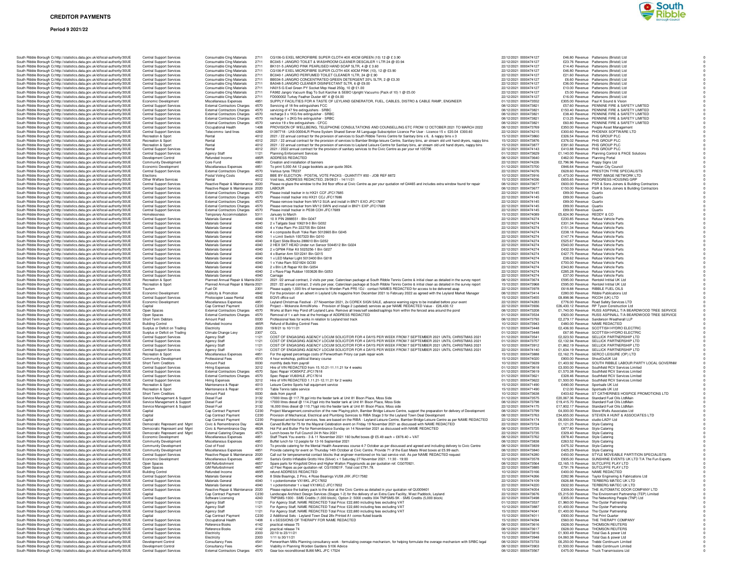# CREDITOR PAYMENTS

**Period 9 2021/22**

| Body | Service | Expense Type | Code | Description | Date | Transaction No. | Amount | Capital/Revenue | Supplier | |
|---|---|---|---|---|---|---|---|---|---|---|
| South Ribble Borough Cc http://statistics.data.gov.uk/id/local-authority/30UE | Central Support Services | Consumable Clng Materials | 2711 | CG106-G EXEL MICROFIBRE SUPER CLOTH 40X 40CM GREEN (10) 12 @ £ 3.90 | 22/12/2021 | 0000474127 | £46.80 | Revenue | Pattersons (Bristol) Ltd | 0 |
| South Ribble Borough Cc http://statistics.data.gov.uk/id/local-authority/30UE | Central Support Services | Consumable Clng Materials | 2711 | BC045-1 JANGRO TOILET & WASHROOM CLEANER DESCALER 1 LTR 24 @ £0.94 | 22/12/2021 | 0000474127 | £23.76 | Revenue | Pattersons (Bristol) Ltd | 0 |
| South Ribble Borough Cc http://statistics.data.gov.uk/id/local-authority/30UE | Central Support Services | Consumable Clng Materials | 2711 | BK101-5 JANGRO PINK PEARLISED HAND SOAP 5LTR, 4 @ £ 3.60 | 22/12/2021 | 0000474127 | £14.40 | Revenue | Pattersons (Bristol) Ltd | 0 |
| South Ribble Borough Cc http://statistics.data.gov.uk/id/local-authority/30UE | Central Support Services | Consumable Clng Materials | 2711 | CG106-P EXEL MICROFIBRE SUPER CLOTH 40X 40CM PINK (10), 12 @ £3.90 | 22/12/2021 | 0000474127 | £46.80 | Revenue | Pattersons (Bristol) Ltd | 0 |
| South Ribble Borough Cc http://statistics.data.gov.uk/id/local-authority/30UE | Central Support Services | Consumable Clng Materials | 2711 | BC040-1 JANGRO PERFUMED TOILET CLEANER 1LTR, 24 @ £.90 | 22/12/2021 | 0000474127 | £21.60 | Revenue | Pattersons (Bristol) Ltd | 0 |
| South Ribble Borough Cc http://statistics.data.gov.uk/id/local-authority/30UE | Central Support Services | Consumable Clng Materials | 2711 | BB034-5 JANGRO CONCENTRATED GREEN DETERGENT 20% 5LTR, 2 @ £3.30 | 22/12/2021 | 0000474127 | £6.60 | Revenue | Pattersons (Bristol) Ltd | 0 |
| South Ribble Borough Cc http://statistics.data.gov.uk/id/local-authority/30UE | Central Support Services | Consumable Clng Materials | 2711 | BA048-5 JANGRO CLEANER DISINFECTANT 5LTR, 6 @ £6.00 | 22/12/2021 | 0000474127 | £36.00 | Revenue | Pattersons (Bristol) Ltd | 0 |
| South Ribble Borough Cc http://statistics.data.gov.uk/id/local-authority/30UE | Central Support Services | Consumable Clng Materials | 2711 | HA015-G Exel Green PY Socket Mop Head 250g, 10 @ £1.00 | 22/12/2021 | 0000474127 | £10.00 | Revenue | Pattersons (Bristol) Ltd | 0 |
| South Ribble Borough Cc http://statistics.data.gov.uk/id/local-authority/30UE | Central Support Services | Consumable Clng Materials | 2711 | FA982 Jangro Vacuum Bag To Suit Karcher & SEBO Upright Vacuums (Pack of 10) 1 @ £5.00 | 22/12/2021 | 0000474127 | £5.00 | Revenue | Pattersons (Bristol) Ltd | 0 |
| South Ribble Borough Cc http://statistics.data.gov.uk/id/local-authority/30UE | Central Support Services | Consumable Clng Materials | 2711 | FD000002 Turkey Feather Duster 48" 4 @ £4.00 | 22/12/2021 | 0000474127 | £16.00 | Revenue | Pattersons (Bristol) Ltd | 0 |
| South Ribble Borough Cc http://statistics.data.gov.uk/id/local-authority/30UE | Economic Development | Miscellaneous Expenses | 4851 | SUPPLY FACILITIES FOR A TASTE OF LEYLAND GENERATOR, FUEL, CABLES, DISTRO & CABLE RAMP, ENGINEER | 01/12/2021 | 0000473552 | £305.00 | Revenue | Paul K Sound & Vision | 0 |
| South Ribble Borough Cc http://statistics.data.gov.uk/id/local-authority/30UE | Central Support Services | External Contractors Charges | 4570 | Servicing of 18 fire extinguishers FCC | 08/12/2021 | 0000473821 | £57.60 | Revenue | PENNINE FIRE & SAFETY LIMITED | 0 |
| South Ribble Borough Cc http://statistics.data.gov.uk/id/local-authority/30UE | Central Support Services | External Contractors Charges | 4570 | servicing of 47 fire extinguishers - SRBC | 08/12/2021 | 0000473821 | £150.40 | Revenue | PENNINE FIRE & SAFETY LIMITED | 0 |
| South Ribble Borough Cc http://statistics.data.gov.uk/id/local-authority/30UE | Central Support Services | External Contractors Charges | 4570 | recharge 3 x 1KG fire extinguisher - SRBC | 08/12/2021 | 0000473821 | £38.40 | Revenue | PENNINE FIRE & SAFETY LIMITED | 0 |
| South Ribble Borough Cc http://statistics.data.gov.uk/id/local-authority/30UE | Central Support Services | External Contractors Charges | 4570 | recharge 1 x 2KG fire extinguisher - SRBC | 08/12/2021 | 0000473821 | £13.25 | Revenue | PENNINE FIRE & SAFETY LIMITED | 0 |
| South Ribble Borough Cc http://statistics.data.gov.uk/id/local-authority/30UE | Central Support Services | External Contractors Charges | 4570 | service 19 x fire extinguishers - CFCC | 08/12/2021 | 0000473821 | £60.80 | Revenue | PENNINE FIRE & SAFETY LIMITED | 0 |
| South Ribble Borough Cc http://statistics.data.gov.uk/id/local-authority/30UE | Central Support Services | Occupational Health | 1408 | PROVISION OF WELLBEING, TELEPHONE CONSULTATIONS AND COUNSELLING ETC FROM 12 OCTOBER 2021 TO MARCH 2022 | 08/12/2021 | 0000473769 | £350.00 | Revenue | People Asset Management | 0 |
| South Ribble Borough Cc http://statistics.data.gov.uk/id/local-authority/30UE | Central Support Services | Telecomms- land lines | 4269 | 01397718 - LK6-00004LR Phone System Shared Server All Language Subscription Licence Per User - Licence 15 x £20.04 £300.60 | 22/12/2021 | 0000474215 | £300.60 | Revenue | PHOENIX SOFTWARE LTD | 0 |
| South Ribble Borough Cc http://statistics.data.gov.uk/id/local-authority/30UE | Recreation & Sport | Rental | 4012 | 2021 / 22 annual contract for the provision of services to South Ribble Tennis Centre for Sanitary bins x 6, & nappy bins x 3 | 15/12/2021 | 0000473860 | £326.54 | Revenue | PHS GROUP PLC | 0 |
| South Ribble Borough Cc http://statistics.data.gov.uk/id/local-authority/30UE | Recreation & Sport | Rental | 4012 | 2021 / 22 annual contract for the provision of services to Bamber Bridge leisure Centre, Sanitary bins, air stream old unit hand dryers, nappy bins | 15/12/2021 | 0000473876 | £376.02 | Revenue | PHS GROUP PLC | 0 |
| South Ribble Borough Cc http://statistics.data.gov.uk/id/local-authority/30UE | Recreation & Sport | Rental | 4012 | 2021 / 22 annual contract for the provision of services to Leyland Leisure Centre for Sanitary bins, air stream old unit hand dryers, nappy bins | 15/12/2021 | 0000473877 | £391.60 | Revenue | PHS GROUP PLC | 0 |
| South Ribble Borough Cc http://statistics.data.gov.uk/id/local-authority/30UE | Central Support Services | Rental | 4012 | 2021 / 2022 annual contract for the provision of sanitary services to the Civic Centre as per your ref 105796 | 22/12/2021 | 0000474143 | £410.88 | Revenue | PHS GROUP PLC | 0 |
| South Ribble Borough Cc http://statistics.data.gov.uk/id/local-authority/30UE | Central Support Services | Agency Staff | 1121 | Planning Enforcement Services | 01/12/2021 | 0000473629 | £1,140.00 | Revenue | Planning Control & PACE Solutions | 0 |
| South Ribble Borough Cc http://statistics.data.gov.uk/id/local-authority/30UE | Development Control | Refunded Income | 485R | ADDRESS REDACTED | 08/12/2021 | 0000473640 | £462.00 | Revenue | Planning Portal | 0 |
| South Ribble Borough Cc http://statistics.data.gov.uk/id/local-authority/30UE | Community Development | Core Fund | 4861 | Creation and installation of banners | 22/12/2021 | 0000474226 | £2,796.96 | Revenue | Poppy Signs Ltd | 0 |
| South Ribble Borough Cc http://statistics.data.gov.uk/id/local-authority/30UE | Economic Development | Miscellaneous Expenses | 4851 | To print 5,000 A4 12 page booklets as per quote 3924. | 01/12/2021 | 0000473700 | £846.64 | Revenue | Preston City Council | 0 |
| South Ribble Borough Cc http://statistics.data.gov.uk/id/local-authority/30UE | Central Support Services | External Contractors Charges | 4570 | Various tyres TR237 | 22/12/2021 | 0000474076 | £628.60 | Revenue | PRESTON TYRE SPECIALISTS | 0 |
| South Ribble Borough Cc http://statistics.data.gov.uk/id/local-authority/30UE | Elections | Postal Voting Costs | 4422 | BBE BY-ELECTION - POSTAL VOTE PACKS - QUANTITY 850 - JOB REF 8872 | 10/12/2021 | 0000473916 | £1,473.00 | Revenue | PRINT IMAGE NETWORK LTD | 0 |
| South Ribble Borough Cc http://statistics.data.gov.uk/id/local-authority/30UE | Other Welfare Services | Rental | 4012 | Void loss, ADDRESS REDACTED, 29/09/21 - 14/11/21 | 15/12/2021 | 0000474036 | £655.65 | Revenue | PROGRESS HOUSING GRP | 0 |
| South Ribble Borough Cc http://statistics.data.gov.uk/id/local-authority/30UE | Central Support Services | Reactive Repair & Maintenance | 2020 | Please re-glaze the window to the 3rd floor office at Civic Centre as per your quotation ref Q4465 and includes extra window found for repair | 08/12/2021 | 0000473677 | £600.00 | Revenue | PSR & Sons Joiners & Building Contractors | 0 |
| South Ribble Borough Cc http://statistics.data.gov.uk/id/local-authority/30UE | Central Support Services | Reactive Repair & Maintenance | 2020 | LABOUR | 08/12/2021 | 0000473677 | £150.00 | Revenue | PSR & Sons Joiners & Building Contractors | 0 |
| South Ribble Borough Cc http://statistics.data.gov.uk/id/local-authority/30UE | Central Support Services | External Contractors Charges | 4570 | Please install tracker in to HX21 CCF JFC17685 | 22/12/2021 | 0000474145 | £89.00 | Revenue | Quartix | 0 |
| South Ribble Borough Cc http://statistics.data.gov.uk/id/local-authority/30UE | Central Support Services | External Contractors Charges | 4570 | Please install tracker into HX21 CCJ JFC17686 | 22/12/2021 | 0000474145 | £89.00 | Revenue | Quartix | 0 |
| South Ribble Borough Cc http://statistics.data.gov.uk/id/local-authority/30UE | Central Support Services | External Contractors Charges | 4570 | Please remove tracker from MV12 SUA and install in BN71 EXO JFC17687 | 22/12/2021 | 0000474145 | £89.00 | Revenue | Quartix | 0 |
| South Ribble Borough Cc http://statistics.data.gov.uk/id/local-authority/30UE | Central Support Services | External Contractors Charges | 4570 | Please remove tracker from MV12 SWN and install in BN71 EXP JFC17688 | 22/12/2021 | 0000474145 | £89.00 | Revenue | Quartix | 0 |
| South Ribble Borough Cc http://statistics.data.gov.uk/id/local-authority/30UE | Central Support Services | External Contractors Charges | 4570 | Please install tracker in PE08 COH JFC17689 | 22/12/2021 | 0000474145 | £89.00 | Revenue | Quartix | 0 |
| South Ribble Borough Cc http://statistics.data.gov.uk/id/local-authority/30UE | Homelessness | Temporary Accommodation | 5311 | January to March | 15/12/2021 | 0000474089 | £5,624.90 | Revenue | REDDY & CO | 0 |
| South Ribble Borough Cc http://statistics.data.gov.uk/id/local-authority/30UE | Central Support Services | Materials General | 4040 | 10 X PIN 2888551 - Bin G047 | 22/12/2021 | 0000474274 | £230.85 | Revenue | Refuse Vehicle Parts | 0 |
| South Ribble Borough Cc http://statistics.data.gov.uk/id/local-authority/30UE | Central Support Services | Materials General | 4040 | 2 x Tailgate Seal 106219-0 Bin G032 | 22/12/2021 | 0000474274 | £331.34 | Revenue | Refuse Vehicle Parts | 0 |
| South Ribble Borough Cc http://statistics.data.gov.uk/id/local-authority/30UE | Central Support Services | Materials General | 4040 | 4 x Yoke Ram Pin 222705 Bin G044 | 22/12/2021 | 0000474274 | £151.34 | Revenue | Refuse Vehicle Parts | 0 |
| South Ribble Borough Cc http://statistics.data.gov.uk/id/local-authority/30UE | Central Support Services | Materials General | 4040 | 4 x composite Bush Yoke Ram 5012665 Bin G045 | 22/12/2021 | 0000474274 | £238.18 | Revenue | Refuse Vehicle Parts | 0 |
| South Ribble Borough Cc http://statistics.data.gov.uk/id/local-authority/30UE | Central Support Services | Materials General | 4040 | 1 x Limit Switch 1007323 Bin G010 | 22/12/2021 | 0000474274 | £147.74 | Revenue | Refuse Vehicle Parts | 0 |
| South Ribble Borough Cc http://statistics.data.gov.uk/id/local-authority/30UE | Central Support Services | Materials General | 4040 | 8 Eject Slide Blocks 288610 Bin G052 | 22/12/2021 | 0000474274 | £525.67 | Revenue | Refuse Vehicle Parts | 0 |
| South Ribble Borough Cc http://statistics.data.gov.uk/id/local-authority/30UE | Central Support Services | Materials General | 4040 | 2 HEX SKT HEAD Under run Sensor 5044512 Bin G024 | 22/12/2021 | 0000474274 | £540.00 | Revenue | Refuse Vehicle Parts | 0 |
| South Ribble Borough Cc http://statistics.data.gov.uk/id/local-authority/30UE | Central Support Services | Materials General | 4040 | 2 x GPM4 Filter Kit 5025256-1 Bin G027 | 22/12/2021 | 0000474274 | £432.59 | Revenue | Refuse Vehicle Parts | 0 |
| South Ribble Borough Cc http://statistics.data.gov.uk/id/local-authority/30UE | Central Support Services | Materials General | 4040 | 4 x Barrier Arm 5012241 Bin G015 | 22/12/2021 | 0000474274 | £427.75 | Revenue | Refuse Vehicle Parts | 0 |
| South Ribble Borough Cc http://statistics.data.gov.uk/id/local-authority/30UE | Central Support Services | Materials General | 4040 | 1 x LED Marker Light 5013400 Bin G018 | 22/12/2021 | 0000474274 | £38.62 | Revenue | Refuse Vehicle Parts | 0 |
| South Ribble Borough Cc http://statistics.data.gov.uk/id/local-authority/30UE | Central Support Services | Materials General | 4040 | 1 x Yoke Ram 5021824 GO30 | 22/12/2021 | 0000474274 | £700.00 | Revenue | Refuse Vehicle Parts | 0 |
| South Ribble Borough Cc http://statistics.data.gov.uk/id/local-authority/30UE | Central Support Services | Materials General | 4040 | 2 x Bin Lift Repair Kit Bin G054 | 22/12/2021 | 0000474274 | £343.80 | Revenue | Refuse Vehicle Parts | 0 |
| South Ribble Borough Cc http://statistics.data.gov.uk/id/local-authority/30UE | Central Support Services | Materials General | 4040 | 2 x Rave Flap Rubber 1003626 Bin G053 | 22/12/2021 | 0000474274 | £285.28 | Revenue | Refuse Vehicle Parts | 0 |
| South Ribble Borough Cc http://statistics.data.gov.uk/id/local-authority/30UE | Central Support Services | Materials General | 4040 | Carriage | 22/12/2021 | 0000474274 | £37.00 | Revenue | Refuse Vehicle Parts | 0 |
| South Ribble Borough Cc http://statistics.data.gov.uk/id/local-authority/30UE | Recreation & Sport | Planned Annual Repair & Mainte | 2021 | 2021 /22 annual contract, 2 visits per year, Caterclean package at South Ribble Tennis Centre & initial clean as detailed in the survey report | 08/12/2021 | 0000473674 | £595.00 | Revenue | Rentokil Initial UK Ltd | 0 |
| South Ribble Borough Cc http://statistics.data.gov.uk/id/local-authority/30UE | Recreation & Sport | Planned Annual Repair & Mainte | 2021 | 2021 /22 annual contract, 2 visits per year, Caterclean package at South Ribble Tennis Centre & initial clean as detailed in the survey report | 15/12/2021 | 0000473968 | £595.00 | Revenue | Rentokil Initial UK Ltd | 0 |
| South Ribble Borough Cc http://statistics.data.gov.uk/id/local-authority/30UE | Tourism | Fuel Oil | 2301 | Please supply 1,000 ltrs of kerosene to Worden Park PR5 1DJ - contact NAMES REDACTED for access to be delivered asap | 22/12/2021 | 0000473978 | £618.88 | Revenue | RIBBLE FUEL OILS | 0 |
| South Ribble Borough Cc http://statistics.data.gov.uk/id/local-authority/30UE | Economic Development | Publicity & Promotion | 4842 | For the provision of an advert in Leyland Life magazine from December 2021 to February 2022 as agreed with the Leyland Market Manager | 08/12/2021 | 0000473414 | £280.00 | Revenue | Ribble Publications Ltd | 0 |
| South Ribble Borough Cc http://statistics.data.gov.uk/id/local-authority/30UE | Central Support Services | Photocopier Lease Rental | 4036 | EQV5 office suit | 15/12/2021 | 0000473455 | £8,898.96 | Revenue | RICOH (UK) LTD | 0 |
| South Ribble Borough Cc http://statistics.data.gov.uk/id/local-authority/30UE | Economic Development | Miscellaneous Expenses | 4851 | Leyland Christmas Festival - 27 November 2021, 2x COREX SIGN SALE, advance warning signs to be installed before your event | 22/12/2021 | 0000474283 | £776.00 | Revenue | Road Safety Services LTD | 0 |
| South Ribble Borough Cc http://statistics.data.gov.uk/id/local-authority/30UE | Capital | Cap Contract Payment | C230 | Project – Mckenzie ArmsWorks - Provision of Stage 2 (updated) services as per NAME REDACTED Value - £26,430.12 | 22/12/2021 | 0000473936 | £26,430.12 | Revenue | RP Tyson Construction Ltd | 0 |
| South Ribble Borough Cc http://statistics.data.gov.uk/id/local-authority/30UE | Open Spaces | External Contractors Charges | 4570 | Works at Barn Hey Pond off Leyland Lane. Remove all trees/self seeded/saplings from within the fenced area around the pond | 08/12/2021 | 0000473208 | £1,740.00 | Revenue | RUSS ASPINALL T/A BEARDWOOD TREE SERVICE | 0 |
| South Ribble Borough Cc http://statistics.data.gov.uk/id/local-authority/30UE | Open Spaces | External Contractors Charges | 4570 | Removal of 1 x ash tree at the frontage of ADDRESS REDACTED | 01/12/2021 | 0000473534 | £920.00 | Revenue | RUSS ASPINALL T/A BEARDWOOD TREE SERVICE | 0 |
| South Ribble Borough Cc http://statistics.data.gov.uk/id/local-authority/30UE | Short Term Debtors | Amount Paid | 0030 | Professional fees for works in relation to Leyland test track | 08/12/2021 | 0000473793 | £2,279.17 | Revenue | Sanderson Weatherall LLP | 0 |
| South Ribble Borough Cc http://statistics.data.gov.uk/id/local-authority/30UE | Building Control | Refunded Income | 485R | Refund of Building Control Fees | 10/12/2021 | 0000473943 | £480.00 | Revenue | NAME REDACTED | 0 |
| South Ribble Borough Cc http://statistics.data.gov.uk/id/local-authority/30UE | Surplus or Deficit on Trading | Electricity | 2303 | 19/8/21 to 10/11/21 | 01/12/2021 | 0000473448 | £2,436.93 | Revenue | SCOTTISH HYDRO ELECTRIC | 0 |
| South Ribble Borough Cc http://statistics.data.gov.uk/id/local-authority/30UE | Surplus or Deficit on Trading | Climate Change Levy | 2307 | CCL | 01/12/2021 | 0000473448 | £67.95 | Revenue | SCOTTISH HYDRO ELECTRIC | 0 |
| South Ribble Borough Cc http://statistics.data.gov.uk/id/local-authority/30UE | Central Support Services | Agency Staff | 1121 | COST OF ENGAGING AGENCY LOCUM SOLICITOR FOR 4 DAYS PER WEEK FROM 7 SEPTEMBER 2021 UNTIL CHRISTMAS 2021 | 01/12/2021 | 0000473541 | £2,023.50 | Revenue | SELLICK PARTNERSHIP LTD | 0 |
| South Ribble Borough Cc http://statistics.data.gov.uk/id/local-authority/30UE | Central Support Services | Agency Staff | 1121 | COST OF ENGAGING AGENCY LOCUM SOLICITOR FOR 4 DAYS PER WEEK FROM 7 SEPTEMBER 2021 UNTIL CHRISTMAS 2021 | 01/12/2021 | 0000473757 | £2,132.94 | Revenue | SELLICK PARTNERSHIP LTD | 0 |
| South Ribble Borough Cc http://statistics.data.gov.uk/id/local-authority/30UE | Central Support Services | Agency Staff | 1121 | COST OF ENGAGING AGENCY LOCUM SOLICITOR FOR 4 DAYS PER WEEK FROM 7 SEPTEMBER 2021 UNTIL CHRISTMAS 2021 | 10/12/2021 | 0000473912 | £1,862.19 | Revenue | SELLICK PARTNERSHIP LTD | 0 |
| South Ribble Borough Cc http://statistics.data.gov.uk/id/local-authority/30UE | Central Support Services | Agency Staff | 1121 | COST OF ENGAGING AGENCY LOCUM SOLICITOR FOR 4 DAYS PER WEEK FROM 7 SEPTEMBER 2021 UNTIL CHRISTMAS 2021 | 22/12/2021 | 0000474140 | £1,634.19 | Revenue | SELLICK PARTNERSHIP LTD | 0 |
| South Ribble Borough Cc http://statistics.data.gov.uk/id/local-authority/30UE | Recreation & Sport | Miscellaneous Expenses | 4851 | For the agreed percentage costs of Penwortham Priory car park repair work | 15/12/2021 | 0000473888 | £2,162.75 | Revenue | SERCO LEISURE (OP) LTD | 0 |
| South Ribble Borough Cc http://statistics.data.gov.uk/id/local-authority/30UE | Community Development | Professional Fees | 4510 | 4 hour workshop, political literacy course | 15/12/2021 | 0000474020 | £800.00 | Revenue | ShoutOutUK Ltd | 0 |
| South Ribble Borough Cc http://statistics.data.gov.uk/id/local-authority/30UE | Short Term Creditors | Amount Paid | 0030 | monthly deds from payroll | 10/12/2021 | 0000473639 | £1,403.92 | Revenue | SOUTH RIBBLE LABOUR PARTY LOCAL GOVERNM | 0 |
| South Ribble Borough Cc http://statistics.data.gov.uk/id/local-authority/30UE | Central Support Services | Hiring Expenses | 3212 | Hire of VIN REDACTED from 15.10.21-11.11.21 for 4 weeks | 01/12/2021 | 0000473618 | £3,000.00 | Revenue | Southfield RCV Services Limited | 0 |
| South Ribble Borough Cc http://statistics.data.gov.uk/id/local-authority/30UE | Central Support Services | External Contractors Charges | 4570 | Spec Repair VO65KPZ JFC17618 | 01/12/2021 | 0000473619 | £1,570.38 | Revenue | Southfield RCV Services Limited | 0 |
| South Ribble Borough Cc http://statistics.data.gov.uk/id/local-authority/30UE | Central Support Services | External Contractors Charges | 4570 | Spec Repair VU60HLE JFC17614 | 01/12/2021 | 0000473621 | £328.46 | Revenue | Southfield RCV Services Limited | 0 |
| South Ribble Borough Cc http://statistics.data.gov.uk/id/local-authority/30UE | Central Support Services | Hiring Expenses | 3212 | Hire of VIN REDACTED 1.11.21-12.11.21 for 2 weeks | 01/12/2021 | 0000473622 | £1,500.00 | Revenue | Southfield RCV Services Limited | 0 |
| South Ribble Borough Cc http://statistics.data.gov.uk/id/local-authority/30UE | Recreation & Sport | Maintenance & Repair | 4013 | Leisure Centre Sports hall equipment service | 15/12/2021 | 0000471490 | £490.00 | Revenue | Sportsafe UK Ltd | 0 |
| South Ribble Borough Cc http://statistics.data.gov.uk/id/local-authority/30UE | Recreation & Sport | Maintenance & Repair | 4013 | Table Tennis table service | 15/12/2021 | 0000471490 | £12.00 | Revenue | Sportsafe UK Ltd | 0 |
| South Ribble Borough Cc http://statistics.data.gov.uk/id/local-authority/30UE | Short Term Creditors | Amount Paid | 0030 | deds from payroll | 10/12/2021 | 0000473638 | £403.62 | Revenue | ST CATHERINES HOSPICE PROMOTIONS LTD | 0 |
| South Ribble Borough Cc http://statistics.data.gov.uk/id/local-authority/30UE | Service Management & Support | Diesel Fuel | 3132 | 17000 litres @ 117.78 ppl into the feeder tank at Unit 81 Bison Place, Moss Side | 01/12/2021 | 0000473575 | £20,067.36 | Revenue | Standard Fuel Oils LtdMain | 0 |
| South Ribble Borough Cc http://statistics.data.gov.uk/id/local-authority/30UE | Service Management & Support | Diesel Fuel | 3132 | 17000 litres diesel @ 114.21ppl into the feeder tank at Unit 81 Bison Place, Moss Side | 08/12/2021 | 0000473798 | £19,415.70 | Revenue | Standard Fuel Oils LtdMain | 0 |
| South Ribble Borough Cc http://statistics.data.gov.uk/id/local-authority/30UE | Service Management & Support | Diesel Fuel | 3132 | 16,000 litres diesel @ 110.71ppl into the feeder tank at Unit 81 Bison Place, Moss side | 22/12/2021 | 0000474175 | £17,802.17 | Revenue | Standard Fuel Oils LtdMain | 0 |
| South Ribble Borough Cc http://statistics.data.gov.uk/id/local-authority/30UE | Capital | Cap Contract Payment | C230 | Project Management,construction of the new Playing pitch, Bamber Bridge Leisure Centre, support the preparation for delivery of Development | 08/12/2021 | 0000473799 | £4,000.00 | Revenue | Steve Wells Associates Ltd | 0 |
| South Ribble Borough Cc http://statistics.data.gov.uk/id/local-authority/30UE | Capital | Cap Contract Payment | C230 | Provision of Mechanical, Electrical and Plumbing Services to RIBA Stage 3 for the Leyland Town Deal Development | 08/12/2021 | 0000473763 | £34,655.00 | Revenue | STEVEN A HUNT & ASSOCIATES LTD | 0 |
| South Ribble Borough Cc http://statistics.data.gov.uk/id/local-authority/30UE | Capital | Cap Contract Payment | C230 | Proposed architectural services, fees are based on the RIBA - Leyland Leisure Centre, Bamber Bridge Leisure Centre as per NAME REDACTED | 22/12/2021 | 0000474174 | £6,000.00 | Revenue | studio-LADY-Ltd | 0 |
| South Ribble Borough Cc http://statistics.data.gov.uk/id/local-authority/30UE | Democratic Represent and Mgnt | Civic & Remembrance Day | 463A | Carved Buffet for 75 for the Mayoral Celebration event on Friday 19 November 2021 as discussed with NAME REDACTED | 22/12/2021 | 0000473724 | £1,121.25 | Revenue | Style Catering | 0 |
| South Ribble Borough Cc http://statistics.data.gov.uk/id/local-authority/30UE | Democratic Represent and Mgnt | Civic & Remembrance Day | 463A | Hot Pot and Butter Pie for Remembrance Sunday on 14 November 2021 as discussed with NAME REDACTED | 08/12/2021 | 0000473725 | £877.80 | Revenue | Style Catering | 0 |
| South Ribble Borough Cc http://statistics.data.gov.uk/id/local-authority/30UE | Democratic Represent and Mgnt | External Catering Charges | 4575 | Lunch boxes for Full Council 24 th Nov 2021 | 22/12/2021 | 0000473735 | £329.40 | Revenue | Style Catering | 0 |
| South Ribble Borough Cc http://statistics.data.gov.uk/id/local-authority/30UE | Economic Development | Miscellaneous Expenses | 4851 | Staff Thank You events - 3 & 11 November 2021 160 buffet boxes @ £5.49 each = £878.40 + VAT | 08/12/2021 | 0000473762 | £878.40 | Revenue | Style Catering | 0 |
| South Ribble Borough Cc http://statistics.data.gov.uk/id/local-authority/30UE | Community Development | Miscellaneous Expenses | 4851 | Buffet lunch for 12 people for 13-16 September 2021 | 08/12/2021 | 0000473838 | £263.52 | Revenue | Style Catering | 0 |
| South Ribble Borough Cc http://statistics.data.gov.uk/id/local-authority/30UE | Community Development | Cost of Food | 4310 | To provide catering for the Mental Health Awareness course 4-7 October as per discussed and agreed and including delivery to Civic Centre | 08/12/2021 | 0000473839 | £475.32 | Revenue | Style Catering | 0 |
| South Ribble Borough Cc http://statistics.data.gov.uk/id/local-authority/30UE | Community Development | Miscellaneous Expenses | 4851 | Provide catering for event on Thursday 14th October at Civic Centre. Provide 71 of the East Meets West boxes at £5.99 each. | 08/12/2021 | 0000473840 | £425.29 | Revenue | Style Catering | 0 |
| South Ribble Borough Cc http://statistics.data.gov.uk/id/local-authority/30UE | Central Support Services | Reactive Repair & Maintenance | 2020 | Call out for temperamental contact blocks that engineer mentioned on his last service visit. As per NAME REDACTED request | 22/12/2021 | 0000474280 | £450.00 | Revenue | STYLE MOVEABLE PARTITION SPECIALISTS | 0 |
| South Ribble Borough Cc http://statistics.data.gov.uk/id/local-authority/30UE | Economic Development | Miscellaneous Expenses | 4851 | Santa's Grotto Inflatable Grotto Hire (Silver) x 1 Saturday 27 November 2021. 11:30 - 19:00 | 10/12/2021 | 0000473578 | £935.00 | Revenue | SUNSHINE EVENTS UK LTD T/A The Fun Experts | 0 |
| South Ribble Borough Cc http://statistics.data.gov.uk/id/local-authority/30UE | Open Spaces | GM Refurbishment | 4657 | Spare parts for Kingsfold Drive and Higher Walton Playgrounds as per quotation ref. CG070921. | 08/12/2021 | 0000473564 | £2,165.15 | Revenue | SUTCLIFFE PLAY LTD | 0 |
| South Ribble Borough Cc http://statistics.data.gov.uk/id/local-authority/30UE | Open Spaces | GM Refurbishment | 4657 | x2 Flexi Ropes as per quotation ref. CG150921F. Total cost £791.78. | 22/12/2021 | 0000473885 | £791.78 | Revenue | SUTCLIFFE PLAY LTD | 0 |
| South Ribble Borough Cc http://statistics.data.gov.uk/id/local-authority/30UE | Building Control | Refunded Income | 485R | refund ADDRESS REDACTED | 10/12/2021 | 0000473166 | £400.00 | Revenue | NAME REDACTED | 0 |
| South Ribble Borough Cc http://statistics.data.gov.uk/id/local-authority/30UE | Central Support Services | Materials General | 4040 | 8 Slide Bearings, 2 Pins, 4 Rose Bearings VU58 JXK JFC17582 | 22/12/2021 | 0000474266 | £282.96 | Revenue | Taylor Engineering & Fabrications Ltd | 0 |
| South Ribble Borough Cc http://statistics.data.gov.uk/id/local-authority/30UE | Central Support Services | Materials General | 4040 | 1 x potentiometer VX18KL JFC17652 | 22/12/2021 | 0000474109 | £626.88 | Revenue | TERBERG MATEC UK LTD | 0 |
| South Ribble Borough Cc http://statistics.data.gov.uk/id/local-authority/30UE | Central Support Services | Materials General | 4040 | 1 x potentiometer 1 x lead VX18KLC JFC17652 | 22/12/2021 | 0000474220 | £632.93 | Revenue | TERBERG MATEC UK LTD | 0 |
| South Ribble Borough Cc http://statistics.data.gov.uk/id/local-authority/30UE | Central Support Services | Reactive Repair & Maintenance | 2020 | Please replace the battery pack to the door at the Civic Centre as detailed in your quotation ref QU009401 | 15/12/2021 | 0000474054 | £309.00 | Revenue | THE AUTOMATIC DOOR COMPANY LTD | 0 |
| South Ribble Borough Cc http://statistics.data.gov.uk/id/local-authority/30UE | Capital | Cap Contract Payment | C230 | Landscape Architect Design Services (Stages 1-2) for the delivery of an Extra Care Facility, West Paddock, Leyland | 22/12/2021 | 0000473676 | £5,215.00 | Revenue | The Environment Partnership (TEP) Limited | 0 |
| South Ribble Borough Cc http://statistics.data.gov.uk/id/local-authority/30UE | Central Support Services | Software Licensing | 4243 | TNPSMS-1000 - SMS Credits (1,000 block), Option 2: 5000 credits 004 TNPSMS-5K - SMS Credits (5,000 block) | 22/12/2021 | 0000473498 | £305.00 | Revenue | The Networking People (TNP) Ltd | 0 |
| South Ribble Borough Cc http://statistics.data.gov.uk/id/local-authority/30UE | Central Support Services | Agency Staff | 1121 | For Agency Staff, NAME REDACTED Total Price: £22,680 including fees excluding VAT | 01/12/2021 | 0000473537 | £1,960.00 | Revenue | The Oyster Partnership | 0 |
| South Ribble Borough Cc http://statistics.data.gov.uk/id/local-authority/30UE | Central Support Services | Agency Staff | 1121 | For Agency Staff, NAME REDACTED Total Price: £22,680 including fees excluding VAT | 10/12/2021 | 0000473887 | £1,400.00 | Revenue | The Oyster Partnership | 0 |
| South Ribble Borough Cc http://statistics.data.gov.uk/id/local-authority/30UE | Central Support Services | Agency Staff | 1121 | For Agency Staff, NAME REDACTED Total Price: £22,680 including fees excluding VAT | 15/12/2021 | 0000474041 | £1,400.00 | Revenue | The Oyster Partnership | 0 |
| South Ribble Borough Cc http://statistics.data.gov.uk/id/local-authority/30UE | Capital | Cap Contract Payment | C230 | 2 Additional Sets - Leyland Town Deal 28x Printed A1 correx fluted boards | 15/12/2021 | 0000474011 | £930.00 | Revenue | The Print Quarter | 0 |
| South Ribble Borough Cc http://statistics.data.gov.uk/id/local-authority/30UE | Central Support Services | Occupational Health | 1408 | 6 x SESSIONS OF THERAPY FOR NAME REDACTED | 15/12/2021 | 0000474094 | £560.00 | Revenue | THE THERAPY COMPANY | 0 |
| South Ribble Borough Cc http://statistics.data.gov.uk/id/local-authority/30UE | Central Support Services | Reference Books | 4142 | practical release 75 | 08/12/2021 | 0000473616 | £628.00 | Revenue | THOMSON REUTERS | 0 |
| South Ribble Borough Cc http://statistics.data.gov.uk/id/local-authority/30UE | Central Support Services | Reference Books | 4142 | practical release 74 | 08/12/2021 | 0000473617 | £628.00 | Revenue | THOMSON REUTERS | 0 |
| South Ribble Borough Cc http://statistics.data.gov.uk/id/local-authority/30UE | Central Support Services | Electricity | 2303 | 22/10 to 23/11/21 | 10/12/2021 | 0000473816 | £1,930.49 | Revenue | Total Gas & power Ltd | 0 |
| South Ribble Borough Cc http://statistics.data.gov.uk/id/local-authority/30UE | Central Support Services | Electricity | 2303 | 1/11 to 30/11/21 | 15/12/2021 | 0000473948 | £4,060.38 | Revenue | Total Gas & power Ltd | 0 |
| South Ribble Borough Cc http://statistics.data.gov.uk/id/local-authority/30UE | Development Control | Consultancy Fees | 4541 | Penwortham Mills Planning consultancy work - formulating overage mechanism, for helping formulate the overage mechanism with SRBC legal | 08/12/2021 | 0000473733 | £6,250.00 | Revenue | Trebbi Continuum Limited | 0 |
| South Ribble Borough Cc http://statistics.data.gov.uk/id/local-authority/30UE | Development Control | Consultancy Fees | 4541 | Viability in Planning Worden Gardens S106 Advice | 08/12/2021 | 0000473903 | £1,500.00 | Revenue | Trebbi Continuum Limited | 0 |
| South Ribble Borough Cc http://statistics.data.gov.uk/id/local-authority/30UE | Central Support Services | External Contractors Charges | 4570 | Gear box reconditioned BJ66 MKL JFC 17524 | 08/12/2021 | 0000473567 | £475.00 | Revenue | Truck Transmissions Ltd | 0 |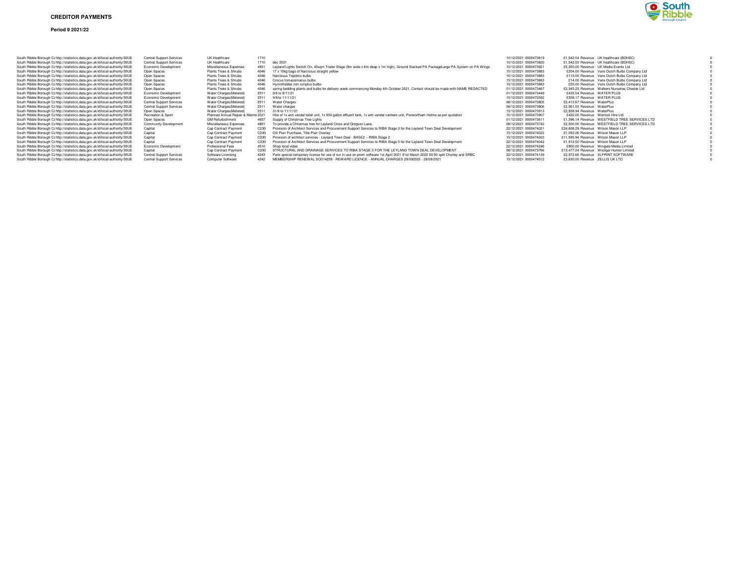**CREDITOR PAYMENTS**

**Period 9 2021/22**

| | | | | | | | | | | | | |
|---|---|---|---|---|---|---|---|---|---|---|---|---|
| South Ribble Borough Co | http://statistics.data.gov.uk/id/local-authority/30UE | Central Support Services | UK Healthcare | 1710 | | 10/12/2021 | 0000473819 | £1,542.54 | Revenue | UK healthcare (BDHSC) | | 0 |
| South Ribble Borough Co | http://statistics.data.gov.uk/id/local-authority/30UE | Central Support Services | UK Healthcare | 1710 | dec 2021 | 10/12/2021 | 0000473820 | £1,542.55 | Revenue | UK healthcare (BDHSC) | | 0 |
| South Ribble Borough Co | http://statistics.data.gov.uk/id/local-authority/30UE | Economic Development | Miscellaneous Expenses | 4851 | Leyland Lights Switch On, 45sqm Trailer Stage (8m wide x 6m deep x 1m high), Ground Stacked PA PackageLarge PA System on PA Wings | 10/12/2021 | 0000473921 | £5,350.00 | Revenue | UK Media Events Ltd | | 0 |
| South Ribble Borough Co | http://statistics.data.gov.uk/id/local-authority/30UE | Open Spaces | Plants Trees & Shrubs | 4046 | 17 x 10kg bags of Narcissus straight yellow | 15/12/2021 | 0000473883 | £204.00 | Revenue | Vans Dutch Bulbs Company Ltd | | 0 |
| South Ribble Borough Co | http://statistics.data.gov.uk/id/local-authority/30UE | Open Spaces | Plants Trees & Shrubs | 4046 | Narcissus Topolino bulbs | 15/12/2021 | 0000473883 | £110.00 | Revenue | Vans Dutch Bulbs Company Ltd | | 0 |
| South Ribble Borough Co | http://statistics.data.gov.uk/id/local-authority/30UE | Open Spaces | Plants Trees & Shrubs | 4046 | Crocus tomassinianus bulbs | 15/12/2021 | 0000473883 | £14.00 | Revenue | Vans Dutch Bulbs Company Ltd | | 0 |
| South Ribble Borough Co | http://statistics.data.gov.uk/id/local-authority/30UE | Open Spaces | Plants Trees & Shrubs | 4046 | Hycinthoides non scriptus bulbs- | 15/12/2021 | 0000473883 | £55.00 | Revenue | Vans Dutch Bulbs Company Ltd | | 0 |
| South Ribble Borough Co | http://statistics.data.gov.uk/id/local-authority/30UE | Open Spaces | Plants Trees & Shrubs | 4046 | spring bedding plants and bulbs for delivery week commencing Monday 4th October 2021, Contact should be made with NAME REDACTED | 01/12/2021 | 0000473467 | £2,345.23 | Revenue | Walkers Nurseries Chester Ltd | | 0 |
| South Ribble Borough Co | http://statistics.data.gov.uk/id/local-authority/30UE | Economic Development | Water Charges(Metered) | 2511 | 9/8 to 8/11/21 | 01/12/2021 | 0000473449 | £435.54 | Revenue | WATER PLUS | | 0 |
| South Ribble Borough Co | http://statistics.data.gov.uk/id/local-authority/30UE | Economic Development | Water Charges(Metered) | 2511 | 9/8/to 11/11/21 | 15/12/2021 | 0000473592 | £358.17 | Revenue | WATER PLUS | | 0 |
| South Ribble Borough Co | http://statistics.data.gov.uk/id/local-authority/30UE | Central Support Services | Water Charges(Metered) | 2511 | Water Charges | 08/12/2021 | 0000473805 | £2,412.67 | Revenue | WaterPlus | | 0 |
| South Ribble Borough Co | http://statistics.data.gov.uk/id/local-authority/30UE | Central Support Services | Water Charges(Metered) | 2511 | Water charges | 08/12/2021 | 0000473806 | £2,561.53 | Revenue | WaterPlus | | 0 |
| South Ribble Borough Co | http://statistics.data.gov.uk/id/local-authority/30UE | Open Spaces | Water Charges(Metered) | 2511 | 31/8 to 11/11/21 | 15/12/2021 | 0000473913 | £2,938.94 | Revenue | WaterPlus | | 0 |
| South Ribble Borough Co | http://statistics.data.gov.uk/id/local-authority/30UE | Recreation & Sport | Planned Annual Repair & Mainte | 2021 | Hire of 1x anti vandal toilet unit, 1x 500 gallon effluent tank, 1x anti vandal canteen unit, Penwortham Holme as per quotation | 15/12/2021 | 0000473907 | £420.00 | Revenue | Wernick Hire Ltd | | 0 |
| South Ribble Borough Co | http://statistics.data.gov.uk/id/local-authority/30UE | Open Spaces | GM Refurbishment | 4657 | Supply of Christmas Tree Lights | 01/12/2021 | 0000473611 | £1,396.14 | Revenue | WESTFIELD TREE SERVICES LTD | | 0 |
| South Ribble Borough Co | http://statistics.data.gov.uk/id/local-authority/30UE | Community Development | Miscellaneous Expenses | 4851 | To provide a Christmas tree for Leyland Cross and Gregson Lane. | 08/12/2021 | 0000473742 | £2,500.00 | Revenue | WESTFIELD TREE SERVICES LTD | | 0 |
| South Ribble Borough Co | http://statistics.data.gov.uk/id/local-authority/30UE | Capital | Cap Contract Payment | C230 | Provision of Architect Services and Procurement Support Services to RIBA Stage 3 for the Leyland Town Deal Development | 22/12/2021 | 0000474021 | £24,608.29 | Revenue | Wilson Mason LLP | | 0 |
| South Ribble Borough Co | http://statistics.data.gov.uk/id/local-authority/30UE | Capital | Cap Contract Payment | C230 | OS Plan Purchase, Title Plan Overlay | 15/12/2021 | 0000474022 | £1,093.26 | Revenue | Wilson Mason LLP | | 0 |
| South Ribble Borough Co | http://statistics.data.gov.uk/id/local-authority/30UE | Capital | Cap Contract Payment | C230 | Provision of architect services - Leyland Town Deal - BASE2 – RIBA Stage 2 | 15/12/2021 | 0000474023 | £11,595.94 | Revenue | Wilson Mason LLP | | 0 |
| South Ribble Borough Co | http://statistics.data.gov.uk/id/local-authority/30UE | Capital | Cap Contract Payment | C230 | Provision of Architect Services and Procurement Support Services to RIBA Stage 3 for the Leyland Town Deal Development | 22/12/2021 | 0000474042 | £1,912.50 | Revenue | Wilson Mason LLP | | 0 |
| South Ribble Borough Co | http://statistics.data.gov.uk/id/local-authority/30UE | Economic Development | Professional Fees | 4510 | Shop local video | 22/12/2021 | 0000474246 | £900.00 | Revenue | Wingate Media Limited | | 0 |
| South Ribble Borough Co | http://statistics.data.gov.uk/id/local-authority/30UE | Capital | Cap Contract Payment | C230 | STRUCTURAL AND DRAINAGE SERVICES TO RIBA STAGE 3 FOR THE LEYLAND TOWN DEAL DEVELOPMENT | 08/12/2021 | 0000473766 | £13,477.24 | Revenue | Woolgar Hunter Limited | | 0 |
| South Ribble Borough Co | http://statistics.data.gov.uk/id/local-authority/30UE | Central Support Services | Software Licensing | 4243 | Paris special temporary license for use of our in-use on-prem software 1st April 2021-31st March 2022 50:50 split Chorley and SRBC | 22/12/2021 | 0000474139 | £2,972.66 | Revenue | XLPRINT SOFTWARE | | 0 |
| South Ribble Borough Co | http://statistics.data.gov.uk/id/local-authority/30UE | Central Support Services | Computer Software | 4242 | MEMBERSHIP RENEWAL SO014259 - REWARD LICENCE - ANNUAL CHARGES 29/092020 - 28/09/2021 | 15/12/2021 | 0000474012 | £3,630.00 | Revenue | ZELLIS UK LTD | | 0 |